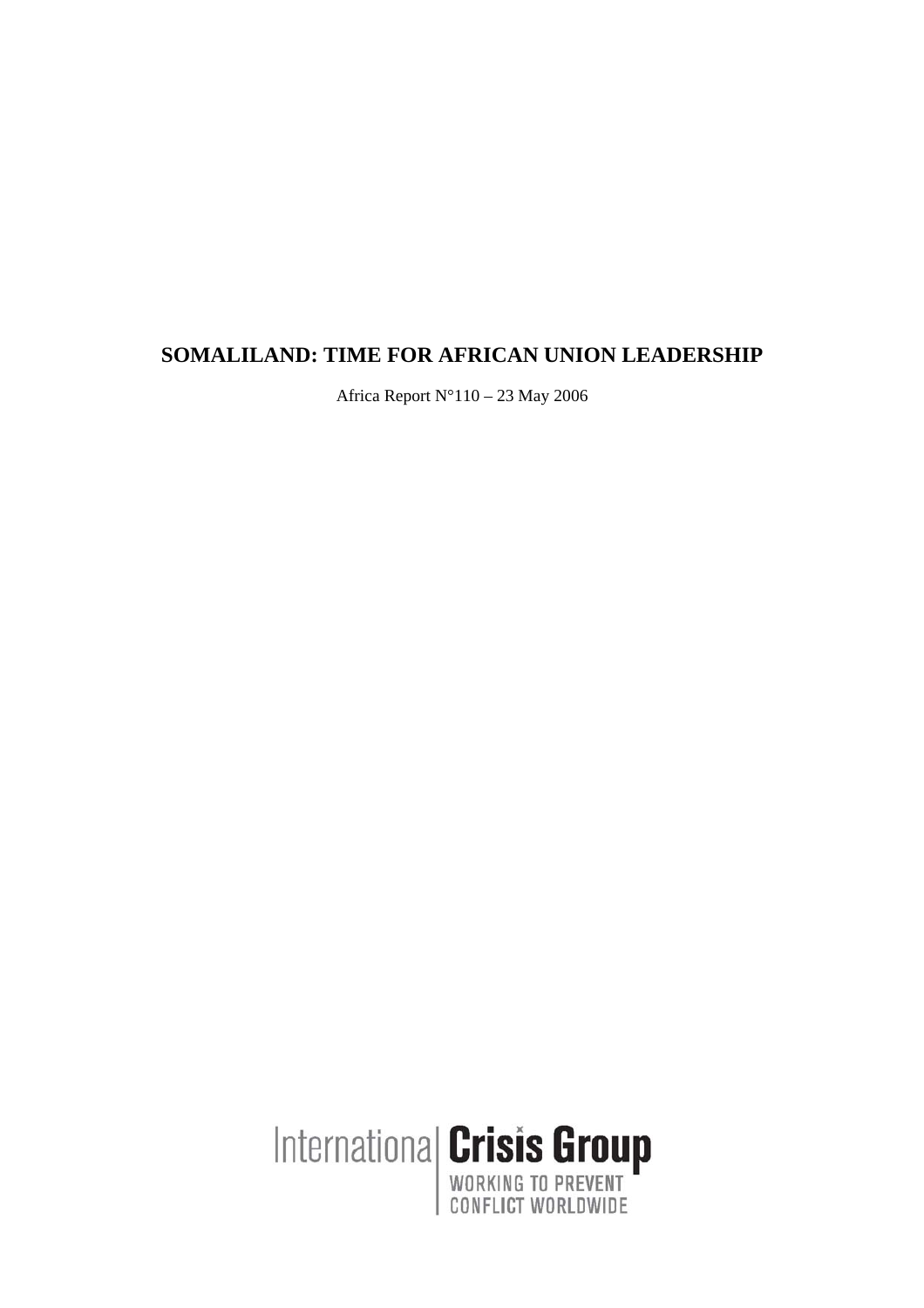# SOMALILAND: TIME FOR AFRICAN UNION LEADERSHIP

Africa Report N°110 – 23 May 2006

International Crisis Group

WORKING TO PREVENT CONFLICT WORLDWIDE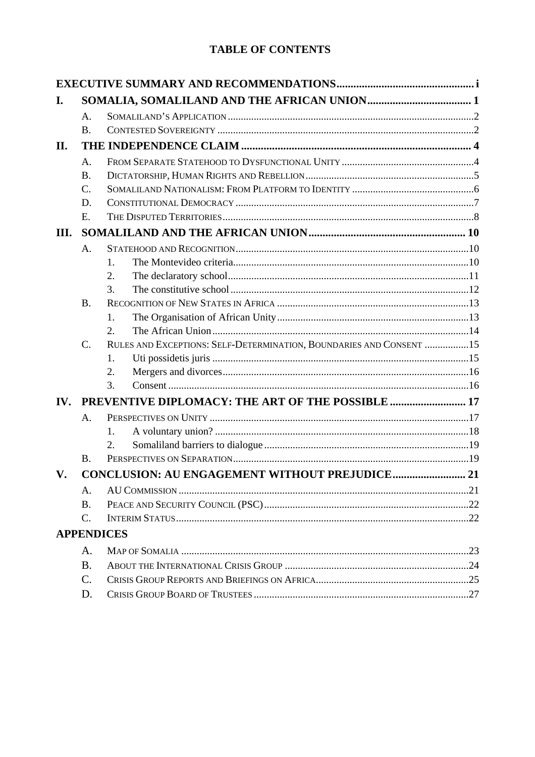# TABLE OF CONTENTS

**EXECUTIVE SUMMARY AND RECOMMENDATIONS** ..... i

**I. SOMALIA, SOMALILAND AND THE AFRICAN UNION** ..... 1

- A. Somaliland's Application ..... 2
- B. Contested Sovereignty ..... 2

**II. THE INDEPENDENCE CLAIM** ..... 4

- A. From Separate Statehood to Dysfunctional Unity ..... 4
- B. Dictatorship, Human Rights and Rebellion ..... 5
- C. Somaliland Nationalism: From Platform to Identity ..... 6
- D. Constitutional Democracy ..... 7
- E. The Disputed Territories ..... 8

**III. SOMALILAND AND THE AFRICAN UNION** ..... 10

- A. Statehood and Recognition ..... 10
  1. The Montevideo criteria ..... 10
  2. The declaratory school ..... 11
  3. The constitutive school ..... 12
- B. Recognition of New States in Africa ..... 13
  1. The Organisation of African Unity ..... 13
  2. The African Union ..... 14
- C. Rules and Exceptions: Self-Determination, Boundaries and Consent ..... 15
  1. Uti possidetis juris ..... 15
  2. Mergers and divorces ..... 16
  3. Consent ..... 16

**IV. PREVENTIVE DIPLOMACY: THE ART OF THE POSSIBLE** ..... 17

- A. Perspectives on Unity ..... 17
  1. A voluntary union? ..... 18
  2. Somaliland barriers to dialogue ..... 19
- B. Perspectives on Separation ..... 19

**V. CONCLUSION: AU ENGAGEMENT WITHOUT PREJUDICE** ..... 21

- A. AU Commission ..... 21
- B. Peace and Security Council (PSC) ..... 22
- C. Interim Status ..... 22

**APPENDICES**

- A. Map of Somalia ..... 23
- B. About the International Crisis Group ..... 24
- C. Crisis Group Reports and Briefings on Africa ..... 25
- D. Crisis Group Board of Trustees ..... 27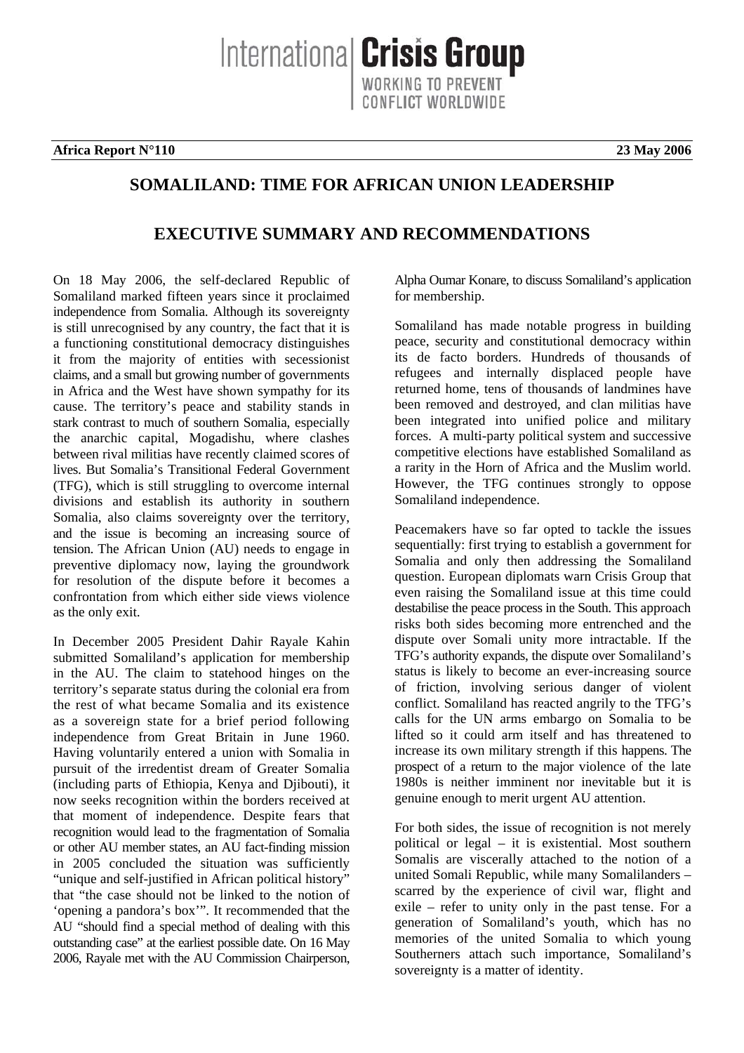**Africa Report N°110** **23 May 2006**

# SOMALILAND: TIME FOR AFRICAN UNION LEADERSHIP

## EXECUTIVE SUMMARY AND RECOMMENDATIONS

On 18 May 2006, the self-declared Republic of Somaliland marked fifteen years since it proclaimed independence from Somalia. Although its sovereignty is still unrecognised by any country, the fact that it is a functioning constitutional democracy distinguishes it from the majority of entities with secessionist claims, and a small but growing number of governments in Africa and the West have shown sympathy for its cause. The territory's peace and stability stands in stark contrast to much of southern Somalia, especially the anarchic capital, Mogadishu, where clashes between rival militias have recently claimed scores of lives. But Somalia's Transitional Federal Government (TFG), which is still struggling to overcome internal divisions and establish its authority in southern Somalia, also claims sovereignty over the territory, and the issue is becoming an increasing source of tension. The African Union (AU) needs to engage in preventive diplomacy now, laying the groundwork for resolution of the dispute before it becomes a confrontation from which either side views violence as the only exit.

In December 2005 President Dahir Rayale Kahin submitted Somaliland's application for membership in the AU. The claim to statehood hinges on the territory's separate status during the colonial era from the rest of what became Somalia and its existence as a sovereign state for a brief period following independence from Great Britain in June 1960. Having voluntarily entered a union with Somalia in pursuit of the irredentist dream of Greater Somalia (including parts of Ethiopia, Kenya and Djibouti), it now seeks recognition within the borders received at that moment of independence. Despite fears that recognition would lead to the fragmentation of Somalia or other AU member states, an AU fact-finding mission in 2005 concluded the situation was sufficiently "unique and self-justified in African political history" that "the case should not be linked to the notion of 'opening a pandora's box'". It recommended that the AU "should find a special method of dealing with this outstanding case" at the earliest possible date. On 16 May 2006, Rayale met with the AU Commission Chairperson, Alpha Oumar Konare, to discuss Somaliland's application for membership.

Somaliland has made notable progress in building peace, security and constitutional democracy within its de facto borders. Hundreds of thousands of refugees and internally displaced people have returned home, tens of thousands of landmines have been removed and destroyed, and clan militias have been integrated into unified police and military forces. A multi-party political system and successive competitive elections have established Somaliland as a rarity in the Horn of Africa and the Muslim world. However, the TFG continues strongly to oppose Somaliland independence.

Peacemakers have so far opted to tackle the issues sequentially: first trying to establish a government for Somalia and only then addressing the Somaliland question. European diplomats warn Crisis Group that even raising the Somaliland issue at this time could destabilise the peace process in the South. This approach risks both sides becoming more entrenched and the dispute over Somali unity more intractable. If the TFG's authority expands, the dispute over Somaliland's status is likely to become an ever-increasing source of friction, involving serious danger of violent conflict. Somaliland has reacted angrily to the TFG's calls for the UN arms embargo on Somalia to be lifted so it could arm itself and has threatened to increase its own military strength if this happens. The prospect of a return to the major violence of the late 1980s is neither imminent nor inevitable but it is genuine enough to merit urgent AU attention.

For both sides, the issue of recognition is not merely political or legal – it is existential. Most southern Somalis are viscerally attached to the notion of a united Somali Republic, while many Somalilanders – scarred by the experience of civil war, flight and exile – refer to unity only in the past tense. For a generation of Somaliland's youth, which has no memories of the united Somalia to which young Southerners attach such importance, Somaliland's sovereignty is a matter of identity.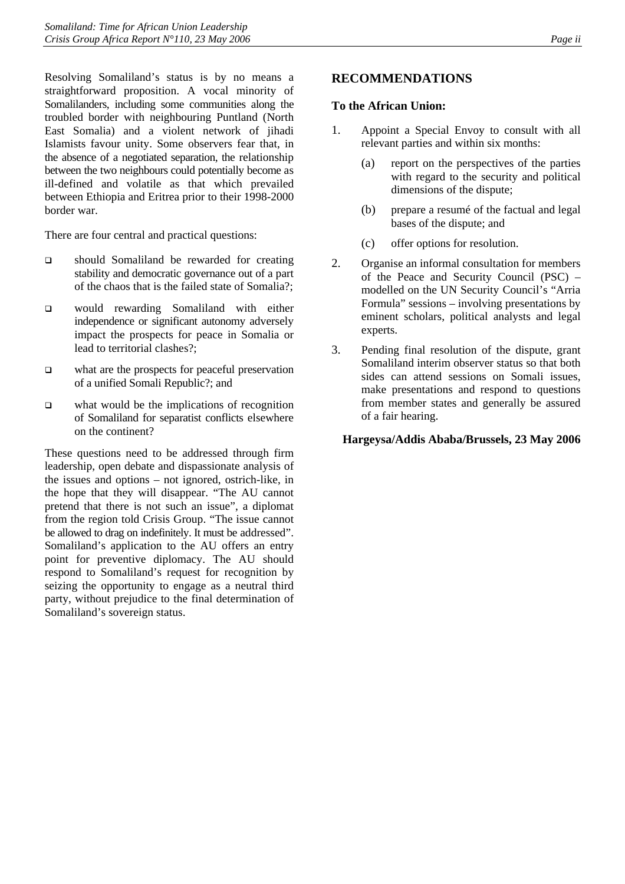Resolving Somaliland's status is by no means a straightforward proposition. A vocal minority of Somalilanders, including some communities along the troubled border with neighbouring Puntland (North East Somalia) and a violent network of jihadi Islamists favour unity. Some observers fear that, in the absence of a negotiated separation, the relationship between the two neighbours could potentially become as ill-defined and volatile as that which prevailed between Ethiopia and Eritrea prior to their 1998-2000 border war.

There are four central and practical questions:

- should Somaliland be rewarded for creating stability and democratic governance out of a part of the chaos that is the failed state of Somalia?;
- would rewarding Somaliland with either independence or significant autonomy adversely impact the prospects for peace in Somalia or lead to territorial clashes?;
- what are the prospects for peaceful preservation of a unified Somali Republic?; and
- what would be the implications of recognition of Somaliland for separatist conflicts elsewhere on the continent?

These questions need to be addressed through firm leadership, open debate and dispassionate analysis of the issues and options – not ignored, ostrich-like, in the hope that they will disappear. "The AU cannot pretend that there is not such an issue", a diplomat from the region told Crisis Group. "The issue cannot be allowed to drag on indefinitely. It must be addressed". Somaliland's application to the AU offers an entry point for preventive diplomacy. The AU should respond to Somaliland's request for recognition by seizing the opportunity to engage as a neutral third party, without prejudice to the final determination of Somaliland's sovereign status.

## RECOMMENDATIONS

### To the African Union:

1. Appoint a Special Envoy to consult with all relevant parties and within six months:
   (a) report on the perspectives of the parties with regard to the security and political dimensions of the dispute;
   (b) prepare a resumé of the factual and legal bases of the dispute; and
   (c) offer options for resolution.
2. Organise an informal consultation for members of the Peace and Security Council (PSC) – modelled on the UN Security Council's "Arria Formula" sessions – involving presentations by eminent scholars, political analysts and legal experts.
3. Pending final resolution of the dispute, grant Somaliland interim observer status so that both sides can attend sessions on Somali issues, make presentations and respond to questions from member states and generally be assured of a fair hearing.

**Hargeysa/Addis Ababa/Brussels, 23 May 2006**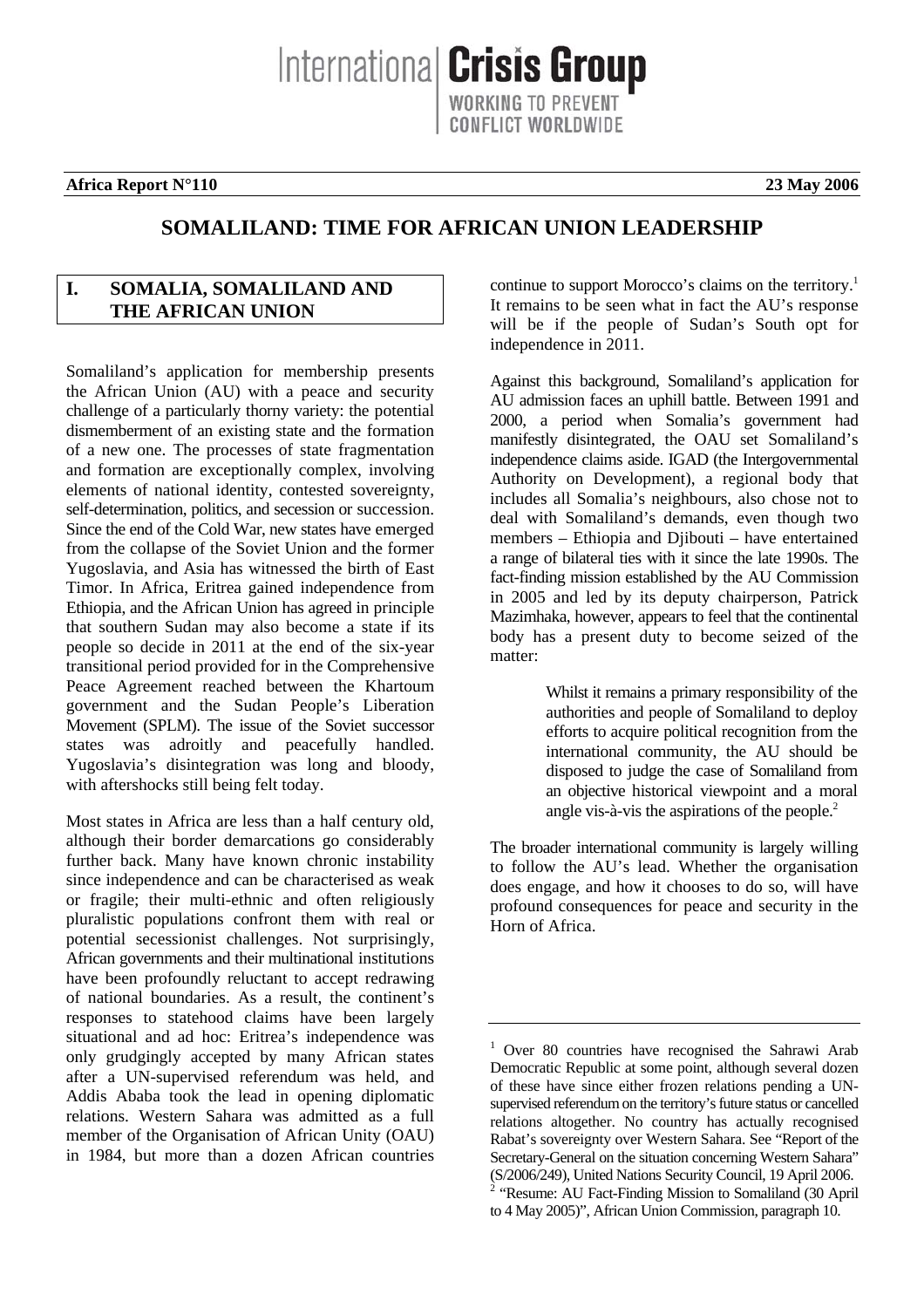**Africa Report N°110 23 May 2006**

# SOMALILAND: TIME FOR AFRICAN UNION LEADERSHIP

## I. SOMALIA, SOMALILAND AND THE AFRICAN UNION

Somaliland's application for membership presents the African Union (AU) with a peace and security challenge of a particularly thorny variety: the potential dismemberment of an existing state and the formation of a new one. The processes of state fragmentation and formation are exceptionally complex, involving elements of national identity, contested sovereignty, self-determination, politics, and secession or succession. Since the end of the Cold War, new states have emerged from the collapse of the Soviet Union and the former Yugoslavia, and Asia has witnessed the birth of East Timor. In Africa, Eritrea gained independence from Ethiopia, and the African Union has agreed in principle that southern Sudan may also become a state if its people so decide in 2011 at the end of the six-year transitional period provided for in the Comprehensive Peace Agreement reached between the Khartoum government and the Sudan People's Liberation Movement (SPLM). The issue of the Soviet successor states was adroitly and peacefully handled. Yugoslavia's disintegration was long and bloody, with aftershocks still being felt today.

Most states in Africa are less than a half century old, although their border demarcations go considerably further back. Many have known chronic instability since independence and can be characterised as weak or fragile; their multi-ethnic and often religiously pluralistic populations confront them with real or potential secessionist challenges. Not surprisingly, African governments and their multinational institutions have been profoundly reluctant to accept redrawing of national boundaries. As a result, the continent's responses to statehood claims have been largely situational and ad hoc: Eritrea's independence was only grudgingly accepted by many African states after a UN-supervised referendum was held, and Addis Ababa took the lead in opening diplomatic relations. Western Sahara was admitted as a full member of the Organisation of African Unity (OAU) in 1984, but more than a dozen African countries continue to support Morocco's claims on the territory.[1] It remains to be seen what in fact the AU's response will be if the people of Sudan's South opt for independence in 2011.

Against this background, Somaliland's application for AU admission faces an uphill battle. Between 1991 and 2000, a period when Somalia's government had manifestly disintegrated, the OAU set Somaliland's independence claims aside. IGAD (the Intergovernmental Authority on Development), a regional body that includes all Somalia's neighbours, also chose not to deal with Somaliland's demands, even though two members – Ethiopia and Djibouti – have entertained a range of bilateral ties with it since the late 1990s. The fact-finding mission established by the AU Commission in 2005 and led by its deputy chairperson, Patrick Mazimhaka, however, appears to feel that the continental body has a present duty to become seized of the matter:

> Whilst it remains a primary responsibility of the authorities and people of Somaliland to deploy efforts to acquire political recognition from the international community, the AU should be disposed to judge the case of Somaliland from an objective historical viewpoint and a moral angle vis-à-vis the aspirations of the people.[2]

The broader international community is largely willing to follow the AU's lead. Whether the organisation does engage, and how it chooses to do so, will have profound consequences for peace and security in the Horn of Africa.

---

[1] Over 80 countries have recognised the Sahrawi Arab Democratic Republic at some point, although several dozen of these have since either frozen relations pending a UN-supervised referendum on the territory's future status or cancelled relations altogether. No country has actually recognised Rabat's sovereignty over Western Sahara. See "Report of the Secretary-General on the situation concerning Western Sahara" (S/2006/249), United Nations Security Council, 19 April 2006.

[2] "Resume: AU Fact-Finding Mission to Somaliland (30 April to 4 May 2005)", African Union Commission, paragraph 10.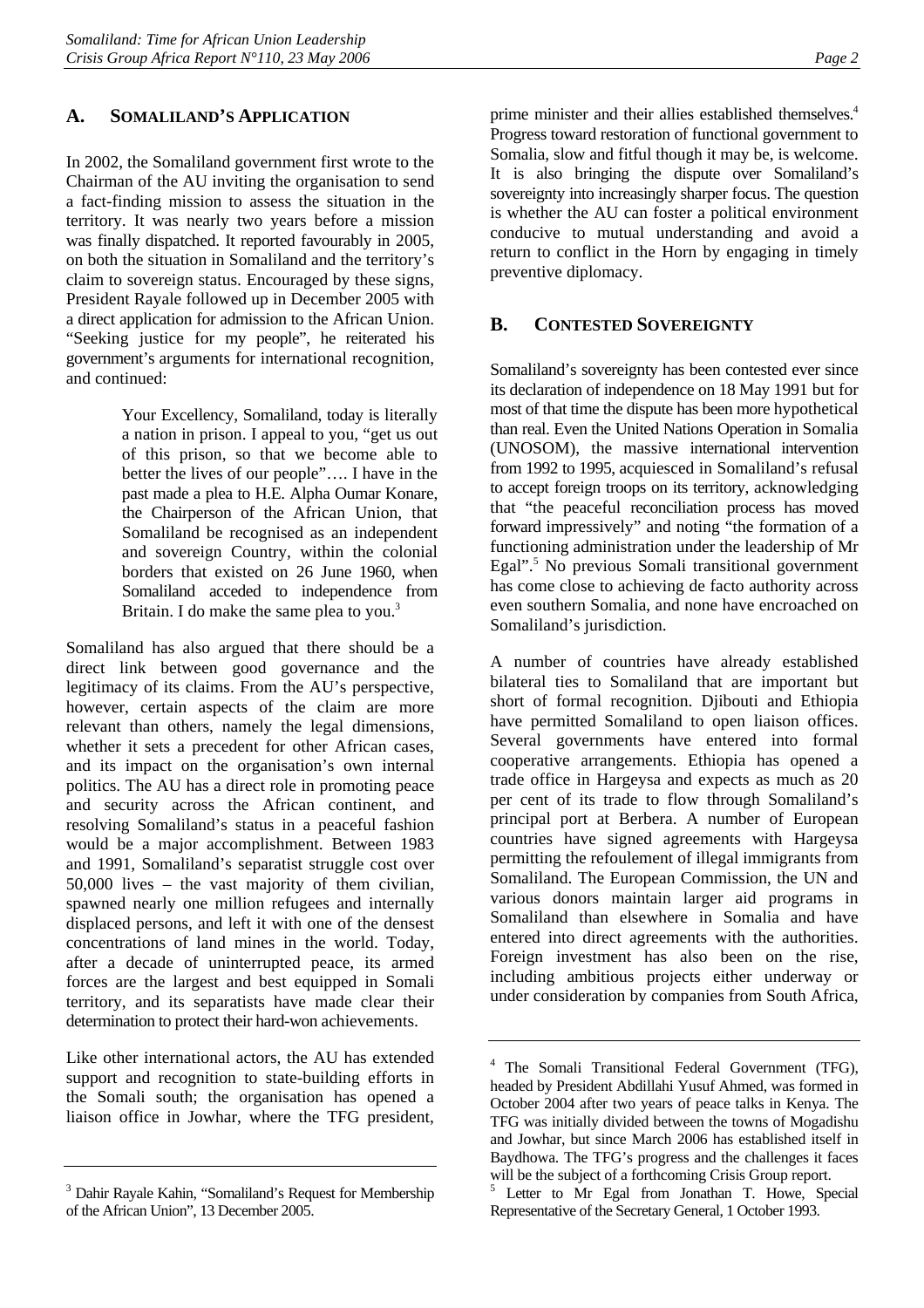## A. SOMALILAND'S APPLICATION

In 2002, the Somaliland government first wrote to the Chairman of the AU inviting the organisation to send a fact-finding mission to assess the situation in the territory. It was nearly two years before a mission was finally dispatched. It reported favourably in 2005, on both the situation in Somaliland and the territory's claim to sovereign status. Encouraged by these signs, President Rayale followed up in December 2005 with a direct application for admission to the African Union. "Seeking justice for my people", he reiterated his government's arguments for international recognition, and continued:

> Your Excellency, Somaliland, today is literally a nation in prison. I appeal to you, "get us out of this prison, so that we become able to better the lives of our people"…. I have in the past made a plea to H.E. Alpha Oumar Konare, the Chairperson of the African Union, that Somaliland be recognised as an independent and sovereign Country, within the colonial borders that existed on 26 June 1960, when Somaliland acceded to independence from Britain. I do make the same plea to you.[3]

Somaliland has also argued that there should be a direct link between good governance and the legitimacy of its claims. From the AU's perspective, however, certain aspects of the claim are more relevant than others, namely the legal dimensions, whether it sets a precedent for other African cases, and its impact on the organisation's own internal politics. The AU has a direct role in promoting peace and security across the African continent, and resolving Somaliland's status in a peaceful fashion would be a major accomplishment. Between 1983 and 1991, Somaliland's separatist struggle cost over 50,000 lives – the vast majority of them civilian, spawned nearly one million refugees and internally displaced persons, and left it with one of the densest concentrations of land mines in the world. Today, after a decade of uninterrupted peace, its armed forces are the largest and best equipped in Somali territory, and its separatists have made clear their determination to protect their hard-won achievements.

Like other international actors, the AU has extended support and recognition to state-building efforts in the Somali south; the organisation has opened a liaison office in Jowhar, where the TFG president, prime minister and their allies established themselves.[4] Progress toward restoration of functional government to Somalia, slow and fitful though it may be, is welcome. It is also bringing the dispute over Somaliland's sovereignty into increasingly sharper focus. The question is whether the AU can foster a political environment conducive to mutual understanding and avoid a return to conflict in the Horn by engaging in timely preventive diplomacy.

## B. CONTESTED SOVEREIGNTY

Somaliland's sovereignty has been contested ever since its declaration of independence on 18 May 1991 but for most of that time the dispute has been more hypothetical than real. Even the United Nations Operation in Somalia (UNOSOM), the massive international intervention from 1992 to 1995, acquiesced in Somaliland's refusal to accept foreign troops on its territory, acknowledging that "the peaceful reconciliation process has moved forward impressively" and noting "the formation of a functioning administration under the leadership of Mr Egal".[5] No previous Somali transitional government has come close to achieving de facto authority across even southern Somalia, and none have encroached on Somaliland's jurisdiction.

A number of countries have already established bilateral ties to Somaliland that are important but short of formal recognition. Djibouti and Ethiopia have permitted Somaliland to open liaison offices. Several governments have entered into formal cooperative arrangements. Ethiopia has opened a trade office in Hargeysa and expects as much as 20 per cent of its trade to flow through Somaliland's principal port at Berbera. A number of European countries have signed agreements with Hargeysa permitting the refoulement of illegal immigrants from Somaliland. The European Commission, the UN and various donors maintain larger aid programs in Somaliland than elsewhere in Somalia and have entered into direct agreements with the authorities. Foreign investment has also been on the rise, including ambitious projects either underway or under consideration by companies from South Africa,

---

[3] Dahir Rayale Kahin, "Somaliland's Request for Membership of the African Union", 13 December 2005.

[4] The Somali Transitional Federal Government (TFG), headed by President Abdillahi Yusuf Ahmed, was formed in October 2004 after two years of peace talks in Kenya. The TFG was initially divided between the towns of Mogadishu and Jowhar, but since March 2006 has established itself in Baydhowa. The TFG's progress and the challenges it faces will be the subject of a forthcoming Crisis Group report.

[5] Letter to Mr Egal from Jonathan T. Howe, Special Representative of the Secretary General, 1 October 1993.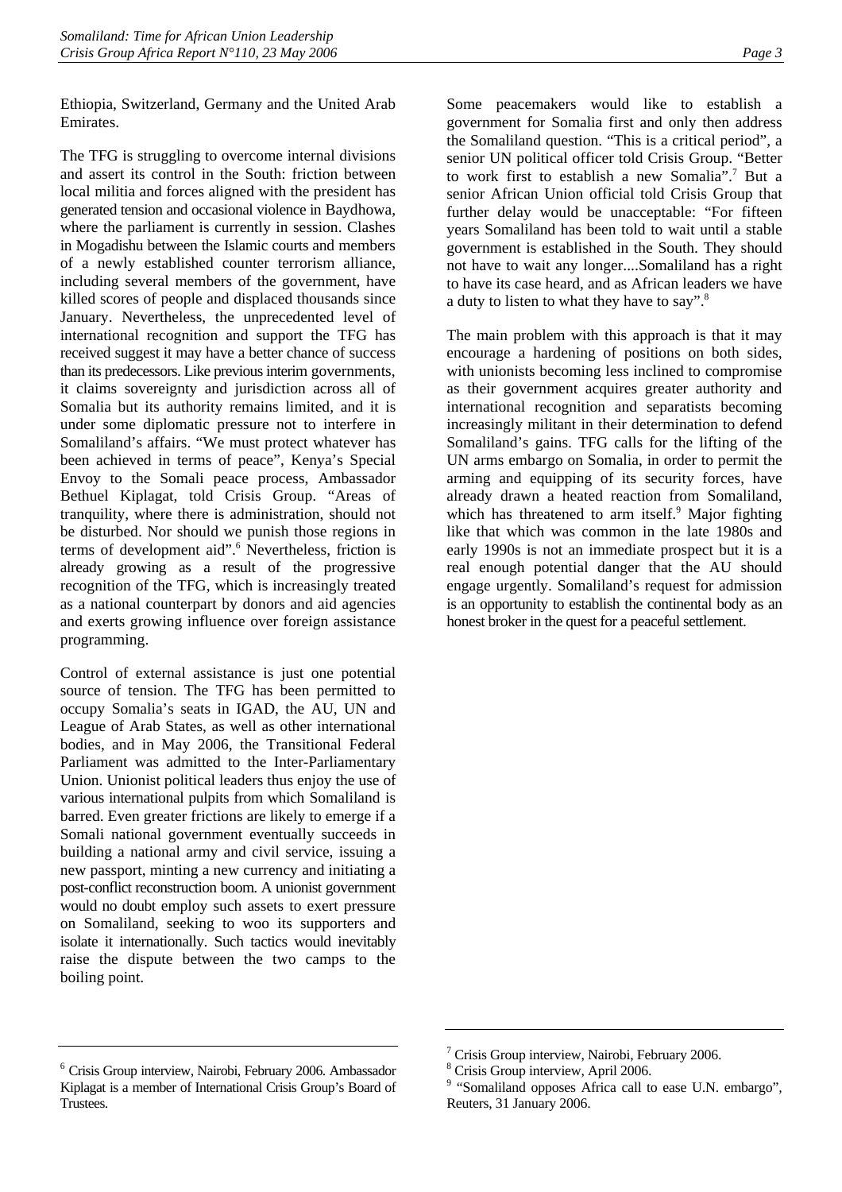Ethiopia, Switzerland, Germany and the United Arab Emirates.

The TFG is struggling to overcome internal divisions and assert its control in the South: friction between local militia and forces aligned with the president has generated tension and occasional violence in Baydhowa, where the parliament is currently in session. Clashes in Mogadishu between the Islamic courts and members of a newly established counter terrorism alliance, including several members of the government, have killed scores of people and displaced thousands since January. Nevertheless, the unprecedented level of international recognition and support the TFG has received suggest it may have a better chance of success than its predecessors. Like previous interim governments, it claims sovereignty and jurisdiction across all of Somalia but its authority remains limited, and it is under some diplomatic pressure not to interfere in Somaliland's affairs. "We must protect whatever has been achieved in terms of peace", Kenya's Special Envoy to the Somali peace process, Ambassador Bethuel Kiplagat, told Crisis Group. "Areas of tranquility, where there is administration, should not be disturbed. Nor should we punish those regions in terms of development aid".[6] Nevertheless, friction is already growing as a result of the progressive recognition of the TFG, which is increasingly treated as a national counterpart by donors and aid agencies and exerts growing influence over foreign assistance programming.

Control of external assistance is just one potential source of tension. The TFG has been permitted to occupy Somalia's seats in IGAD, the AU, UN and League of Arab States, as well as other international bodies, and in May 2006, the Transitional Federal Parliament was admitted to the Inter-Parliamentary Union. Unionist political leaders thus enjoy the use of various international pulpits from which Somaliland is barred. Even greater frictions are likely to emerge if a Somali national government eventually succeeds in building a national army and civil service, issuing a new passport, minting a new currency and initiating a post-conflict reconstruction boom. A unionist government would no doubt employ such assets to exert pressure on Somaliland, seeking to woo its supporters and isolate it internationally. Such tactics would inevitably raise the dispute between the two camps to the boiling point.

Some peacemakers would like to establish a government for Somalia first and only then address the Somaliland question. "This is a critical period", a senior UN political officer told Crisis Group. "Better to work first to establish a new Somalia".[7] But a senior African Union official told Crisis Group that further delay would be unacceptable: "For fifteen years Somaliland has been told to wait until a stable government is established in the South. They should not have to wait any longer....Somaliland has a right to have its case heard, and as African leaders we have a duty to listen to what they have to say".[8]

The main problem with this approach is that it may encourage a hardening of positions on both sides, with unionists becoming less inclined to compromise as their government acquires greater authority and international recognition and separatists becoming increasingly militant in their determination to defend Somaliland's gains. TFG calls for the lifting of the UN arms embargo on Somalia, in order to permit the arming and equipping of its security forces, have already drawn a heated reaction from Somaliland, which has threatened to arm itself.[9] Major fighting like that which was common in the late 1980s and early 1990s is not an immediate prospect but it is a real enough potential danger that the AU should engage urgently. Somaliland's request for admission is an opportunity to establish the continental body as an honest broker in the quest for a peaceful settlement.

---

[6] Crisis Group interview, Nairobi, February 2006. Ambassador Kiplagat is a member of International Crisis Group's Board of Trustees.

[7] Crisis Group interview, Nairobi, February 2006.

[8] Crisis Group interview, April 2006.

[9] "Somaliland opposes Africa call to ease U.N. embargo", Reuters, 31 January 2006.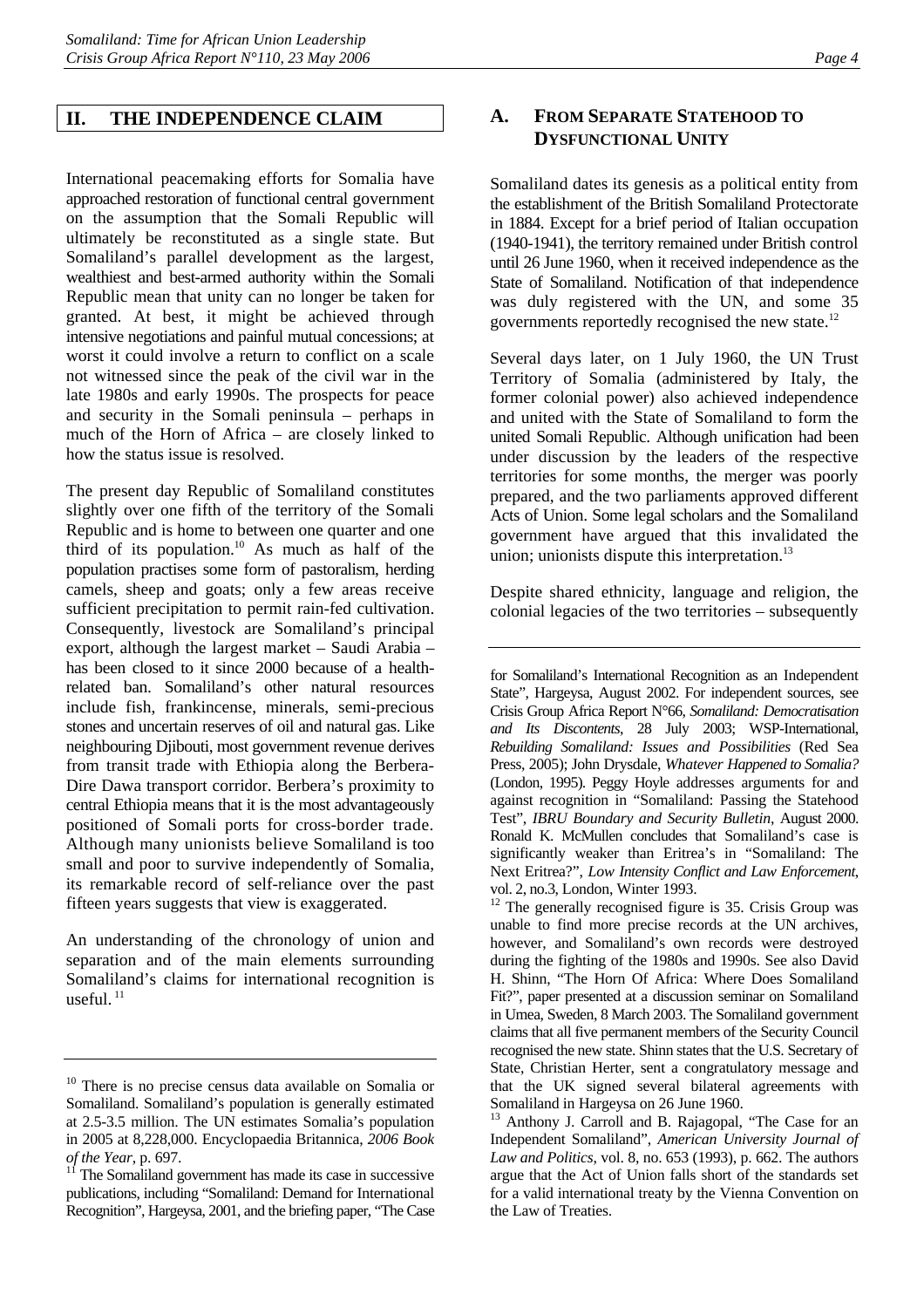## II. THE INDEPENDENCE CLAIM

International peacemaking efforts for Somalia have approached restoration of functional central government on the assumption that the Somali Republic will ultimately be reconstituted as a single state. But Somaliland's parallel development as the largest, wealthiest and best-armed authority within the Somali Republic mean that unity can no longer be taken for granted. At best, it might be achieved through intensive negotiations and painful mutual concessions; at worst it could involve a return to conflict on a scale not witnessed since the peak of the civil war in the late 1980s and early 1990s. The prospects for peace and security in the Somali peninsula – perhaps in much of the Horn of Africa – are closely linked to how the status issue is resolved.

The present day Republic of Somaliland constitutes slightly over one fifth of the territory of the Somali Republic and is home to between one quarter and one third of its population.[10] As much as half of the population practises some form of pastoralism, herding camels, sheep and goats; only a few areas receive sufficient precipitation to permit rain-fed cultivation. Consequently, livestock are Somaliland's principal export, although the largest market – Saudi Arabia – has been closed to it since 2000 because of a health-related ban. Somaliland's other natural resources include fish, frankincense, minerals, semi-precious stones and uncertain reserves of oil and natural gas. Like neighbouring Djibouti, most government revenue derives from transit trade with Ethiopia along the Berbera-Dire Dawa transport corridor. Berbera's proximity to central Ethiopia means that it is the most advantageously positioned of Somali ports for cross-border trade. Although many unionists believe Somaliland is too small and poor to survive independently of Somalia, its remarkable record of self-reliance over the past fifteen years suggests that view is exaggerated.

An understanding of the chronology of union and separation and of the main elements surrounding Somaliland's claims for international recognition is useful.[11]

### A. FROM SEPARATE STATEHOOD TO DYSFUNCTIONAL UNITY

Somaliland dates its genesis as a political entity from the establishment of the British Somaliland Protectorate in 1884. Except for a brief period of Italian occupation (1940-1941), the territory remained under British control until 26 June 1960, when it received independence as the State of Somaliland. Notification of that independence was duly registered with the UN, and some 35 governments reportedly recognised the new state.[12]

Several days later, on 1 July 1960, the UN Trust Territory of Somalia (administered by Italy, the former colonial power) also achieved independence and united with the State of Somaliland to form the united Somali Republic. Although unification had been under discussion by the leaders of the respective territories for some months, the merger was poorly prepared, and the two parliaments approved different Acts of Union. Some legal scholars and the Somaliland government have argued that this invalidated the union; unionists dispute this interpretation.[13]

Despite shared ethnicity, language and religion, the colonial legacies of the two territories – subsequently

---

[10] There is no precise census data available on Somalia or Somaliland. Somaliland's population is generally estimated at 2.5-3.5 million. The UN estimates Somalia's population in 2005 at 8,228,000. Encyclopaedia Britannica, *2006 Book of the Year*, p. 697.

[11] The Somaliland government has made its case in successive publications, including "Somaliland: Demand for International Recognition", Hargeysa, 2001, and the briefing paper, "The Case for Somaliland's International Recognition as an Independent State", Hargeysa, August 2002. For independent sources, see Crisis Group Africa Report N°66, *Somaliland: Democratisation and Its Discontents*, 28 July 2003; WSP-International, *Rebuilding Somaliland: Issues and Possibilities* (Red Sea Press, 2005); John Drysdale, *Whatever Happened to Somalia?* (London, 1995). Peggy Hoyle addresses arguments for and against recognition in "Somaliland: Passing the Statehood Test", *IBRU Boundary and Security Bulletin*, August 2000. Ronald K. McMullen concludes that Somaliland's case is significantly weaker than Eritrea's in "Somaliland: The Next Eritrea?", *Low Intensity Conflict and Law Enforcement*, vol. 2, no.3, London, Winter 1993.

[12] The generally recognised figure is 35. Crisis Group was unable to find more precise records at the UN archives, however, and Somaliland's own records were destroyed during the fighting of the 1980s and 1990s. See also David H. Shinn, "The Horn Of Africa: Where Does Somaliland Fit?", paper presented at a discussion seminar on Somaliland in Umea, Sweden, 8 March 2003. The Somaliland government claims that all five permanent members of the Security Council recognised the new state. Shinn states that the U.S. Secretary of State, Christian Herter, sent a congratulatory message and that the UK signed several bilateral agreements with Somaliland in Hargeysa on 26 June 1960.

[13] Anthony J. Carroll and B. Rajagopal, "The Case for an Independent Somaliland", *American University Journal of Law and Politics*, vol. 8, no. 653 (1993), p. 662. The authors argue that the Act of Union falls short of the standards set for a valid international treaty by the Vienna Convention on the Law of Treaties.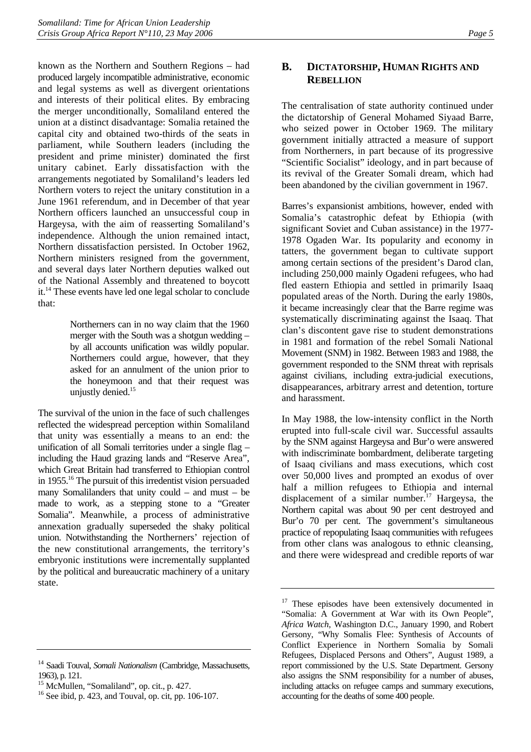known as the Northern and Southern Regions – had produced largely incompatible administrative, economic and legal systems as well as divergent orientations and interests of their political elites. By embracing the merger unconditionally, Somaliland entered the union at a distinct disadvantage: Somalia retained the capital city and obtained two-thirds of the seats in parliament, while Southern leaders (including the president and prime minister) dominated the first unitary cabinet. Early dissatisfaction with the arrangements negotiated by Somaliland's leaders led Northern voters to reject the unitary constitution in a June 1961 referendum, and in December of that year Northern officers launched an unsuccessful coup in Hargeysa, with the aim of reasserting Somaliland's independence. Although the union remained intact, Northern dissatisfaction persisted. In October 1962, Northern ministers resigned from the government, and several days later Northern deputies walked out of the National Assembly and threatened to boycott it.[14] These events have led one legal scholar to conclude that:

> Northerners can in no way claim that the 1960 merger with the South was a shotgun wedding – by all accounts unification was wildly popular. Northerners could argue, however, that they asked for an annulment of the union prior to the honeymoon and that their request was unjustly denied.[15]

The survival of the union in the face of such challenges reflected the widespread perception within Somaliland that unity was essentially a means to an end: the unification of all Somali territories under a single flag – including the Haud grazing lands and "Reserve Area", which Great Britain had transferred to Ethiopian control in 1955.[16] The pursuit of this irredentist vision persuaded many Somalilanders that unity could – and must – be made to work, as a stepping stone to a "Greater Somalia". Meanwhile, a process of administrative annexation gradually superseded the shaky political union. Notwithstanding the Northerners' rejection of the new constitutional arrangements, the territory's embryonic institutions were incrementally supplanted by the political and bureaucratic machinery of a unitary state.

## B. DICTATORSHIP, HUMAN RIGHTS AND REBELLION

The centralisation of state authority continued under the dictatorship of General Mohamed Siyaad Barre, who seized power in October 1969. The military government initially attracted a measure of support from Northerners, in part because of its progressive "Scientific Socialist" ideology, and in part because of its revival of the Greater Somali dream, which had been abandoned by the civilian government in 1967.

Barres's expansionist ambitions, however, ended with Somalia's catastrophic defeat by Ethiopia (with significant Soviet and Cuban assistance) in the 1977-1978 Ogaden War. Its popularity and economy in tatters, the government began to cultivate support among certain sections of the president's Darod clan, including 250,000 mainly Ogadeni refugees, who had fled eastern Ethiopia and settled in primarily Isaaq populated areas of the North. During the early 1980s, it became increasingly clear that the Barre regime was systematically discriminating against the Isaaq. That clan's discontent gave rise to student demonstrations in 1981 and formation of the rebel Somali National Movement (SNM) in 1982. Between 1983 and 1988, the government responded to the SNM threat with reprisals against civilians, including extra-judicial executions, disappearances, arbitrary arrest and detention, torture and harassment.

In May 1988, the low-intensity conflict in the North erupted into full-scale civil war. Successful assaults by the SNM against Hargeysa and Bur'o were answered with indiscriminate bombardment, deliberate targeting of Isaaq civilians and mass executions, which cost over 50,000 lives and prompted an exodus of over half a million refugees to Ethiopia and internal displacement of a similar number.[17] Hargeysa, the Northern capital was about 90 per cent destroyed and Bur'o 70 per cent. The government's simultaneous practice of repopulating Isaaq communities with refugees from other clans was analogous to ethnic cleansing, and there were widespread and credible reports of war

---

[14] Saadi Touval, *Somali Nationalism* (Cambridge, Massachusetts, 1963), p. 121.

[15] McMullen, "Somaliland", op. cit., p. 427.

[16] See ibid, p. 423, and Touval, op. cit, pp. 106-107.

[17] These episodes have been extensively documented in "Somalia: A Government at War with its Own People", *Africa Watch*, Washington D.C., January 1990, and Robert Gersony, "Why Somalis Flee: Synthesis of Accounts of Conflict Experience in Northern Somalia by Somali Refugees, Displaced Persons and Others", August 1989, a report commissioned by the U.S. State Department. Gersony also assigns the SNM responsibility for a number of abuses, including attacks on refugee camps and summary executions, accounting for the deaths of some 400 people.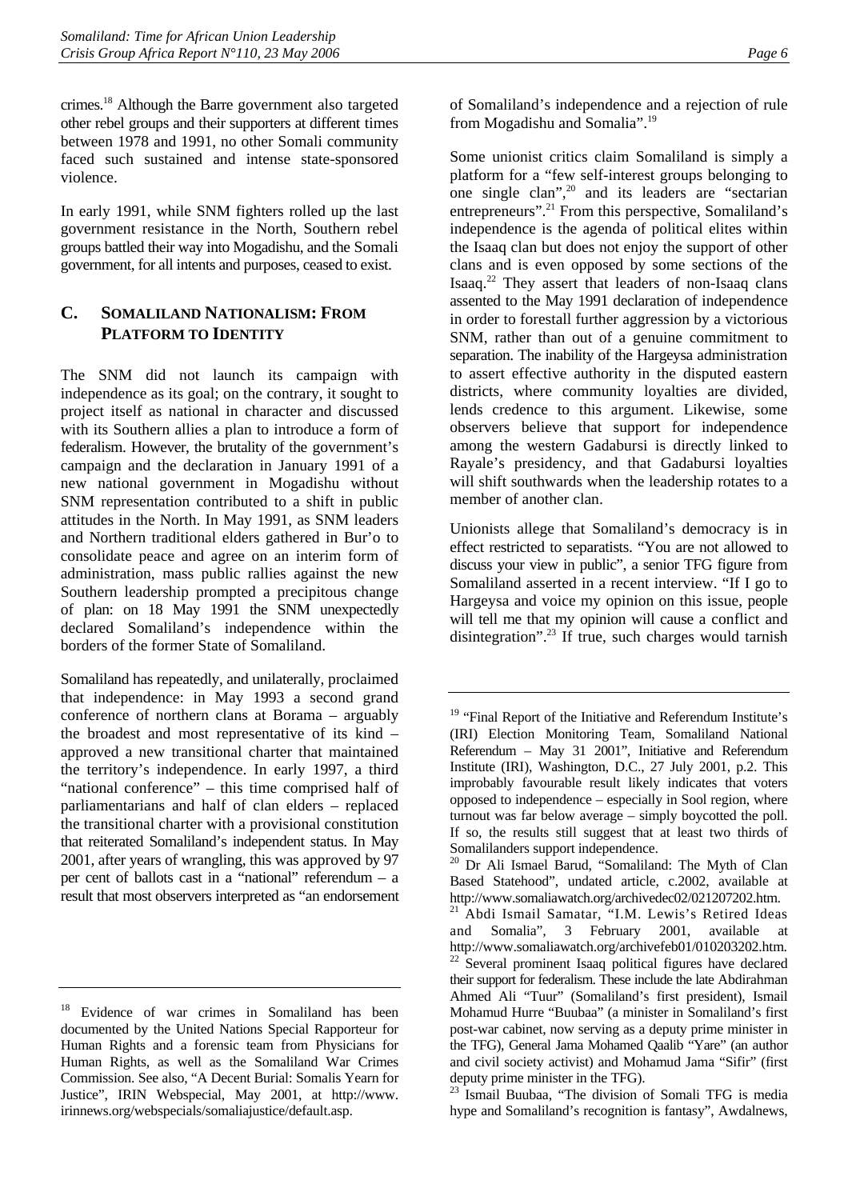crimes.[18] Although the Barre government also targeted other rebel groups and their supporters at different times between 1978 and 1991, no other Somali community faced such sustained and intense state-sponsored violence.

In early 1991, while SNM fighters rolled up the last government resistance in the North, Southern rebel groups battled their way into Mogadishu, and the Somali government, for all intents and purposes, ceased to exist.

### C. Somaliland Nationalism: From Platform to Identity

The SNM did not launch its campaign with independence as its goal; on the contrary, it sought to project itself as national in character and discussed with its Southern allies a plan to introduce a form of federalism. However, the brutality of the government's campaign and the declaration in January 1991 of a new national government in Mogadishu without SNM representation contributed to a shift in public attitudes in the North. In May 1991, as SNM leaders and Northern traditional elders gathered in Bur'o to consolidate peace and agree on an interim form of administration, mass public rallies against the new Southern leadership prompted a precipitous change of plan: on 18 May 1991 the SNM unexpectedly declared Somaliland's independence within the borders of the former State of Somaliland.

Somaliland has repeatedly, and unilaterally, proclaimed that independence: in May 1993 a second grand conference of northern clans at Borama – arguably the broadest and most representative of its kind – approved a new transitional charter that maintained the territory's independence. In early 1997, a third "national conference" – this time comprised half of parliamentarians and half of clan elders – replaced the transitional charter with a provisional constitution that reiterated Somaliland's independent status. In May 2001, after years of wrangling, this was approved by 97 per cent of ballots cast in a "national" referendum – a result that most observers interpreted as "an endorsement of Somaliland's independence and a rejection of rule from Mogadishu and Somalia".[19]

Some unionist critics claim Somaliland is simply a platform for a "few self-interest groups belonging to one single clan",[20] and its leaders are "sectarian entrepreneurs".[21] From this perspective, Somaliland's independence is the agenda of political elites within the Isaaq clan but does not enjoy the support of other clans and is even opposed by some sections of the Isaaq.[22] They assert that leaders of non-Isaaq clans assented to the May 1991 declaration of independence in order to forestall further aggression by a victorious SNM, rather than out of a genuine commitment to separation. The inability of the Hargeysa administration to assert effective authority in the disputed eastern districts, where community loyalties are divided, lends credence to this argument. Likewise, some observers believe that support for independence among the western Gadabursi is directly linked to Rayale's presidency, and that Gadabursi loyalties will shift southwards when the leadership rotates to a member of another clan.

Unionists allege that Somaliland's democracy is in effect restricted to separatists. "You are not allowed to discuss your view in public", a senior TFG figure from Somaliland asserted in a recent interview. "If I go to Hargeysa and voice my opinion on this issue, people will tell me that my opinion will cause a conflict and disintegration".[23] If true, such charges would tarnish

---

[18] Evidence of war crimes in Somaliland has been documented by the United Nations Special Rapporteur for Human Rights and a forensic team from Physicians for Human Rights, as well as the Somaliland War Crimes Commission. See also, "A Decent Burial: Somalis Yearn for Justice", IRIN Webspecial, May 2001, at http://www.irinnews.org/webspecials/somaliajustice/default.asp.

[19] "Final Report of the Initiative and Referendum Institute's (IRI) Election Monitoring Team, Somaliland National Referendum – May 31 2001", Initiative and Referendum Institute (IRI), Washington, D.C., 27 July 2001, p.2. This improbably favourable result likely indicates that voters opposed to independence – especially in Sool region, where turnout was far below average – simply boycotted the poll. If so, the results still suggest that at least two thirds of Somalilanders support independence.

[20] Dr Ali Ismael Barud, "Somaliland: The Myth of Clan Based Statehood", undated article, c.2002, available at http://www.somaliawatch.org/archivedec02/021207202.htm.

[21] Abdi Ismail Samatar, "I.M. Lewis's Retired Ideas and Somalia", 3 February 2001, available at http://www.somaliawatch.org/archivefeb01/010203202.htm.

[22] Several prominent Isaaq political figures have declared their support for federalism. These include the late Abdirahman Ahmed Ali "Tuur" (Somaliland's first president), Ismail Mohamud Hurre "Buubaa" (a minister in Somaliland's first post-war cabinet, now serving as a deputy prime minister in the TFG), General Jama Mohamed Qaalib "Yare" (an author and civil society activist) and Mohamud Jama "Sifir" (first deputy prime minister in the TFG).

[23] Ismail Buubaa, "The division of Somali TFG is media hype and Somaliland's recognition is fantasy", Awdalnews,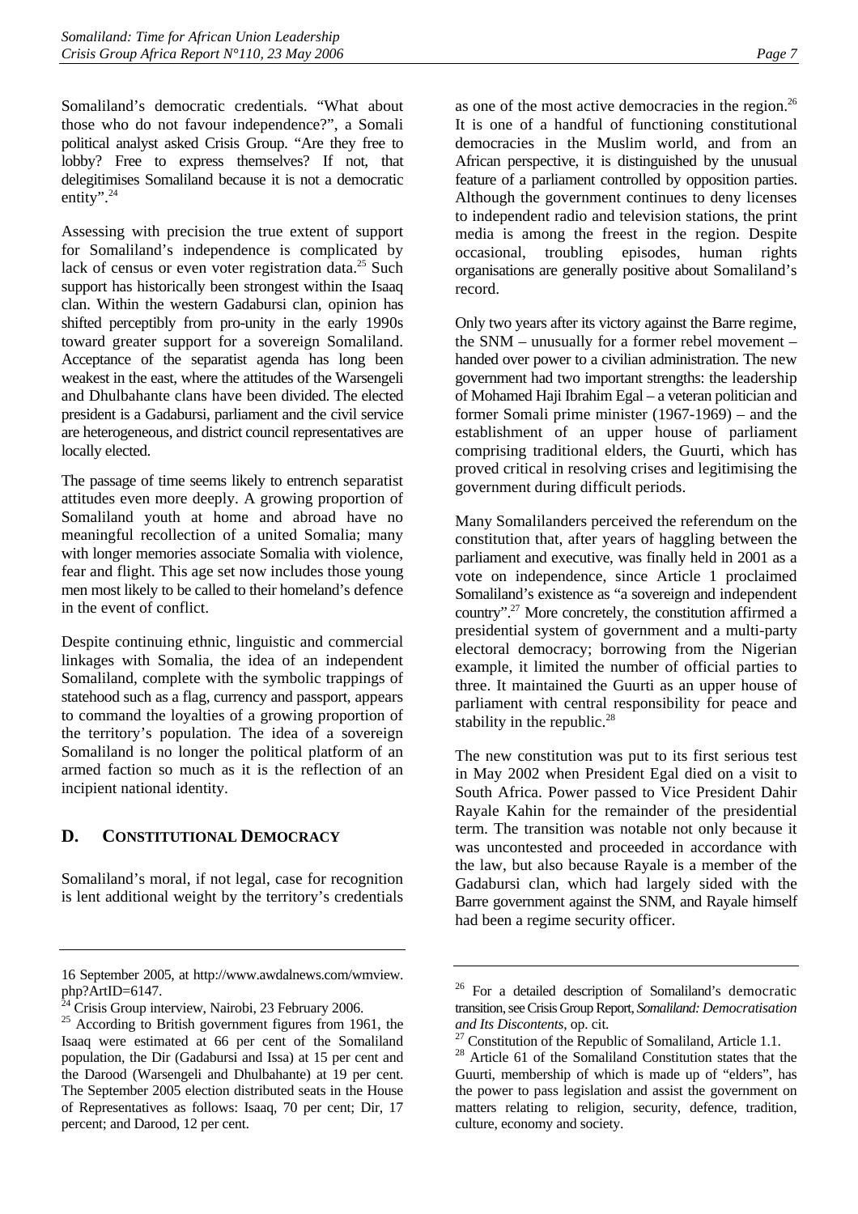Somaliland's democratic credentials. "What about those who do not favour independence?", a Somali political analyst asked Crisis Group. "Are they free to lobby? Free to express themselves? If not, that delegitimises Somaliland because it is not a democratic entity".[24]

Assessing with precision the true extent of support for Somaliland's independence is complicated by lack of census or even voter registration data.[25] Such support has historically been strongest within the Isaaq clan. Within the western Gadabursi clan, opinion has shifted perceptibly from pro-unity in the early 1990s toward greater support for a sovereign Somaliland. Acceptance of the separatist agenda has long been weakest in the east, where the attitudes of the Warsengeli and Dhulbahante clans have been divided. The elected president is a Gadabursi, parliament and the civil service are heterogeneous, and district council representatives are locally elected.

The passage of time seems likely to entrench separatist attitudes even more deeply. A growing proportion of Somaliland youth at home and abroad have no meaningful recollection of a united Somalia; many with longer memories associate Somalia with violence, fear and flight. This age set now includes those young men most likely to be called to their homeland's defence in the event of conflict.

Despite continuing ethnic, linguistic and commercial linkages with Somalia, the idea of an independent Somaliland, complete with the symbolic trappings of statehood such as a flag, currency and passport, appears to command the loyalties of a growing proportion of the territory's population. The idea of a sovereign Somaliland is no longer the political platform of an armed faction so much as it is the reflection of an incipient national identity.

### D. CONSTITUTIONAL DEMOCRACY

Somaliland's moral, if not legal, case for recognition is lent additional weight by the territory's credentials as one of the most active democracies in the region.[26] It is one of a handful of functioning constitutional democracies in the Muslim world, and from an African perspective, it is distinguished by the unusual feature of a parliament controlled by opposition parties. Although the government continues to deny licenses to independent radio and television stations, the print media is among the freest in the region. Despite occasional, troubling episodes, human rights organisations are generally positive about Somaliland's record.

Only two years after its victory against the Barre regime, the SNM – unusually for a former rebel movement – handed over power to a civilian administration. The new government had two important strengths: the leadership of Mohamed Haji Ibrahim Egal – a veteran politician and former Somali prime minister (1967-1969) – and the establishment of an upper house of parliament comprising traditional elders, the Guurti, which has proved critical in resolving crises and legitimising the government during difficult periods.

Many Somalilanders perceived the referendum on the constitution that, after years of haggling between the parliament and executive, was finally held in 2001 as a vote on independence, since Article 1 proclaimed Somaliland's existence as "a sovereign and independent country".[27] More concretely, the constitution affirmed a presidential system of government and a multi-party electoral democracy; borrowing from the Nigerian example, it limited the number of official parties to three. It maintained the Guurti as an upper house of parliament with central responsibility for peace and stability in the republic.[28]

The new constitution was put to its first serious test in May 2002 when President Egal died on a visit to South Africa. Power passed to Vice President Dahir Rayale Kahin for the remainder of the presidential term. The transition was notable not only because it was uncontested and proceeded in accordance with the law, but also because Rayale is a member of the Gadabursi clan, which had largely sided with the Barre government against the SNM, and Rayale himself had been a regime security officer.

---

16 September 2005, at http://www.awdalnews.com/wmview.php?ArtID=6147.

[24] Crisis Group interview, Nairobi, 23 February 2006.

[25] According to British government figures from 1961, the Isaaq were estimated at 66 per cent of the Somaliland population, the Dir (Gadabursi and Issa) at 15 per cent and the Darood (Warsengeli and Dhulbahante) at 19 per cent. The September 2005 election distributed seats in the House of Representatives as follows: Isaaq, 70 per cent; Dir, 17 percent; and Darood, 12 per cent.

[26] For a detailed description of Somaliland's democratic transition, see Crisis Group Report, *Somaliland: Democratisation and Its Discontents*, op. cit.

[27] Constitution of the Republic of Somaliland, Article 1.1.

[28] Article 61 of the Somaliland Constitution states that the Guurti, membership of which is made up of "elders", has the power to pass legislation and assist the government on matters relating to religion, security, defence, tradition, culture, economy and society.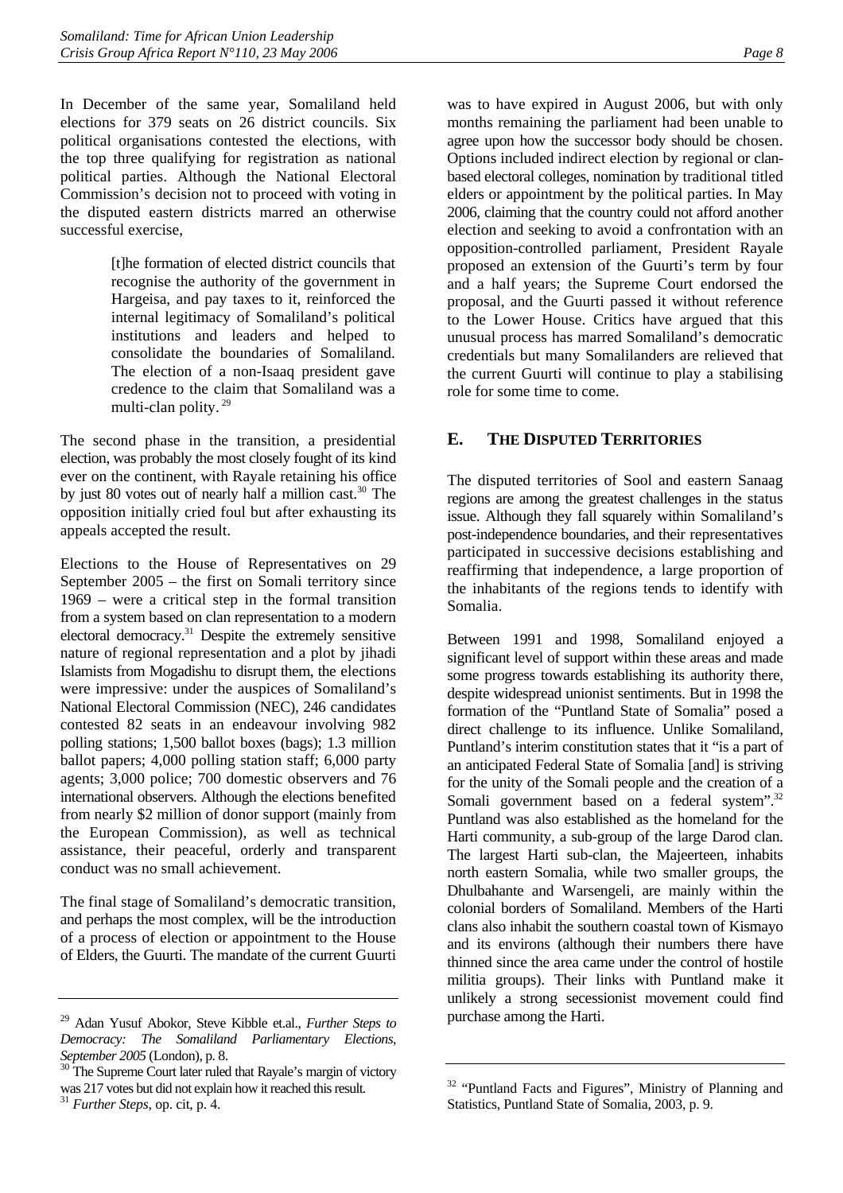In December of the same year, Somaliland held elections for 379 seats on 26 district councils. Six political organisations contested the elections, with the top three qualifying for registration as national political parties. Although the National Electoral Commission's decision not to proceed with voting in the disputed eastern districts marred an otherwise successful exercise,

> [t]he formation of elected district councils that recognise the authority of the government in Hargeisa, and pay taxes to it, reinforced the internal legitimacy of Somaliland's political institutions and leaders and helped to consolidate the boundaries of Somaliland. The election of a non-Isaaq president gave credence to the claim that Somaliland was a multi-clan polity.[29]

The second phase in the transition, a presidential election, was probably the most closely fought of its kind ever on the continent, with Rayale retaining his office by just 80 votes out of nearly half a million cast.[30] The opposition initially cried foul but after exhausting its appeals accepted the result.

Elections to the House of Representatives on 29 September 2005 – the first on Somali territory since 1969 – were a critical step in the formal transition from a system based on clan representation to a modern electoral democracy.[31] Despite the extremely sensitive nature of regional representation and a plot by jihadi Islamists from Mogadishu to disrupt them, the elections were impressive: under the auspices of Somaliland's National Electoral Commission (NEC), 246 candidates contested 82 seats in an endeavour involving 982 polling stations; 1,500 ballot boxes (bags); 1.3 million ballot papers; 4,000 polling station staff; 6,000 party agents; 3,000 police; 700 domestic observers and 76 international observers. Although the elections benefited from nearly $2 million of donor support (mainly from the European Commission), as well as technical assistance, their peaceful, orderly and transparent conduct was no small achievement.

The final stage of Somaliland's democratic transition, and perhaps the most complex, will be the introduction of a process of election or appointment to the House of Elders, the Guurti. The mandate of the current Guurti was to have expired in August 2006, but with only months remaining the parliament had been unable to agree upon how the successor body should be chosen. Options included indirect election by regional or clan-based electoral colleges, nomination by traditional titled elders or appointment by the political parties. In May 2006, claiming that the country could not afford another election and seeking to avoid a confrontation with an opposition-controlled parliament, President Rayale proposed an extension of the Guurti's term by four and a half years; the Supreme Court endorsed the proposal, and the Guurti passed it without reference to the Lower House. Critics have argued that this unusual process has marred Somaliland's democratic credentials but many Somalilanders are relieved that the current Guurti will continue to play a stabilising role for some time to come.

## E. The Disputed Territories

The disputed territories of Sool and eastern Sanaag regions are among the greatest challenges in the status issue. Although they fall squarely within Somaliland's post-independence boundaries, and their representatives participated in successive decisions establishing and reaffirming that independence, a large proportion of the inhabitants of the regions tends to identify with Somalia.

Between 1991 and 1998, Somaliland enjoyed a significant level of support within these areas and made some progress towards establishing its authority there, despite widespread unionist sentiments. But in 1998 the formation of the "Puntland State of Somalia" posed a direct challenge to its influence. Unlike Somaliland, Puntland's interim constitution states that it "is a part of an anticipated Federal State of Somalia [and] is striving for the unity of the Somali people and the creation of a Somali government based on a federal system".[32] Puntland was also established as the homeland for the Harti community, a sub-group of the large Darod clan. The largest Harti sub-clan, the Majeerteen, inhabits north eastern Somalia, while two smaller groups, the Dhulbahante and Warsengeli, are mainly within the colonial borders of Somaliland. Members of the Harti clans also inhabit the southern coastal town of Kismayo and its environs (although their numbers there have thinned since the area came under the control of hostile militia groups). Their links with Puntland make it unlikely a strong secessionist movement could find purchase among the Harti.

---

[29] Adan Yusuf Abokor, Steve Kibble et.al., *Further Steps to Democracy: The Somaliland Parliamentary Elections, September 2005* (London), p. 8.

[30] The Supreme Court later ruled that Rayale's margin of victory was 217 votes but did not explain how it reached this result.

[31] *Further Steps*, op. cit, p. 4.

[32] "Puntland Facts and Figures", Ministry of Planning and Statistics, Puntland State of Somalia, 2003, p. 9.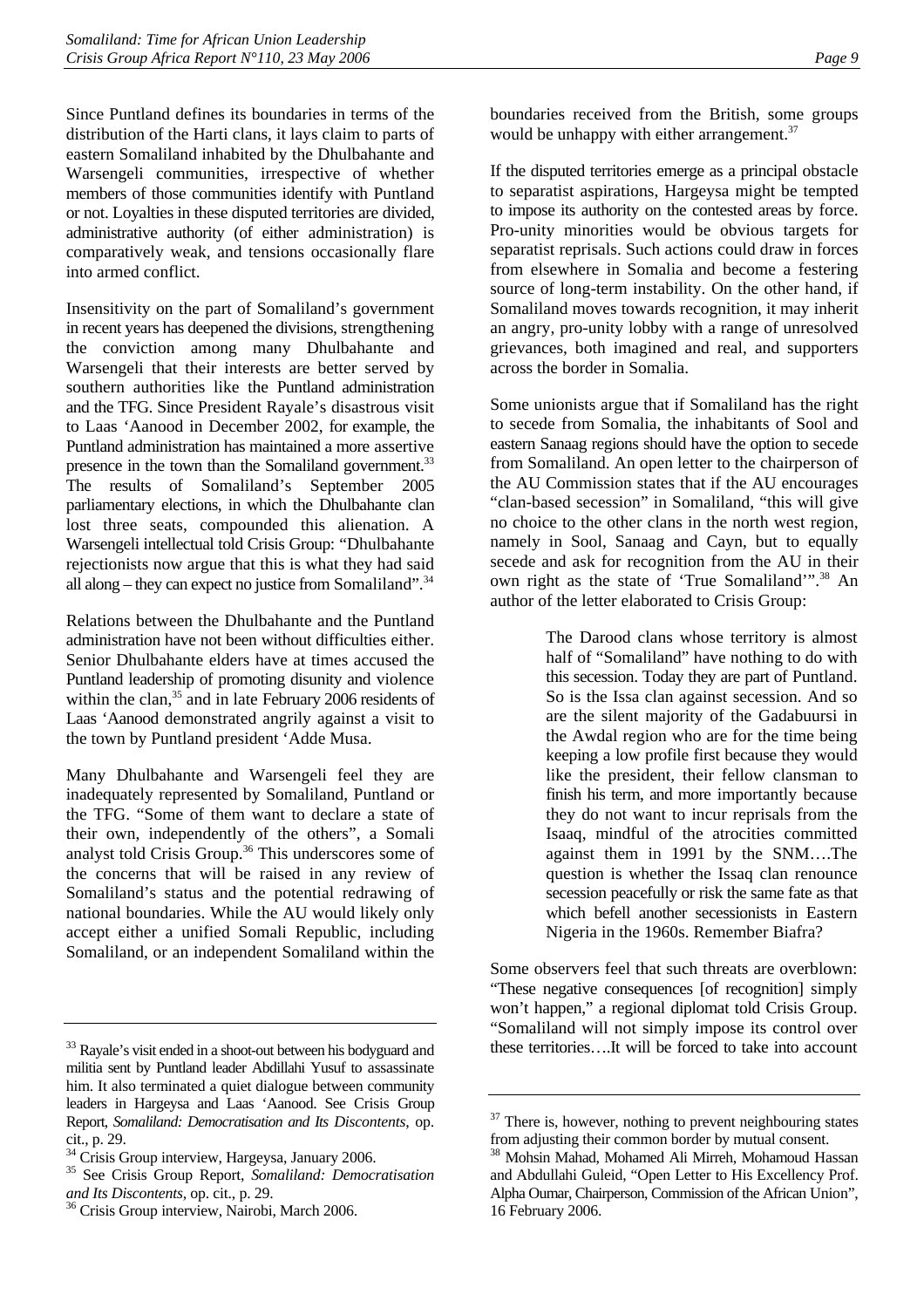Since Puntland defines its boundaries in terms of the distribution of the Harti clans, it lays claim to parts of eastern Somaliland inhabited by the Dhulbahante and Warsengeli communities, irrespective of whether members of those communities identify with Puntland or not. Loyalties in these disputed territories are divided, administrative authority (of either administration) is comparatively weak, and tensions occasionally flare into armed conflict.

Insensitivity on the part of Somaliland's government in recent years has deepened the divisions, strengthening the conviction among many Dhulbahante and Warsengeli that their interests are better served by southern authorities like the Puntland administration and the TFG. Since President Rayale's disastrous visit to Laas 'Aanood in December 2002, for example, the Puntland administration has maintained a more assertive presence in the town than the Somaliland government.[33] The results of Somaliland's September 2005 parliamentary elections, in which the Dhulbahante clan lost three seats, compounded this alienation. A Warsengeli intellectual told Crisis Group: "Dhulbahante rejectionists now argue that this is what they had said all along – they can expect no justice from Somaliland".[34]

Relations between the Dhulbahante and the Puntland administration have not been without difficulties either. Senior Dhulbahante elders have at times accused the Puntland leadership of promoting disunity and violence within the clan,[35] and in late February 2006 residents of Laas 'Aanood demonstrated angrily against a visit to the town by Puntland president 'Adde Musa.

Many Dhulbahante and Warsengeli feel they are inadequately represented by Somaliland, Puntland or the TFG. "Some of them want to declare a state of their own, independently of the others", a Somali analyst told Crisis Group.[36] This underscores some of the concerns that will be raised in any review of Somaliland's status and the potential redrawing of national boundaries. While the AU would likely only accept either a unified Somali Republic, including Somaliland, or an independent Somaliland within the boundaries received from the British, some groups would be unhappy with either arrangement.[37]

If the disputed territories emerge as a principal obstacle to separatist aspirations, Hargeysa might be tempted to impose its authority on the contested areas by force. Pro-unity minorities would be obvious targets for separatist reprisals. Such actions could draw in forces from elsewhere in Somalia and become a festering source of long-term instability. On the other hand, if Somaliland moves towards recognition, it may inherit an angry, pro-unity lobby with a range of unresolved grievances, both imagined and real, and supporters across the border in Somalia.

Some unionists argue that if Somaliland has the right to secede from Somalia, the inhabitants of Sool and eastern Sanaag regions should have the option to secede from Somaliland. An open letter to the chairperson of the AU Commission states that if the AU encourages "clan-based secession" in Somaliland, "this will give no choice to the other clans in the north west region, namely in Sool, Sanaag and Cayn, but to equally secede and ask for recognition from the AU in their own right as the state of 'True Somaliland'".[38] An author of the letter elaborated to Crisis Group:

> The Darood clans whose territory is almost half of "Somaliland" have nothing to do with this secession. Today they are part of Puntland. So is the Issa clan against secession. And so are the silent majority of the Gadabuursi in the Awdal region who are for the time being keeping a low profile first because they would like the president, their fellow clansman to finish his term, and more importantly because they do not want to incur reprisals from the Isaaq, mindful of the atrocities committed against them in 1991 by the SNM….The question is whether the Issaq clan renounce secession peacefully or risk the same fate as that which befell another secessionists in Eastern Nigeria in the 1960s. Remember Biafra?

Some observers feel that such threats are overblown: "These negative consequences [of recognition] simply won't happen," a regional diplomat told Crisis Group. "Somaliland will not simply impose its control over these territories….It will be forced to take into account

---

[33] Rayale's visit ended in a shoot-out between his bodyguard and militia sent by Puntland leader Abdillahi Yusuf to assassinate him. It also terminated a quiet dialogue between community leaders in Hargeysa and Laas 'Aanood. See Crisis Group Report, *Somaliland: Democratisation and Its Discontents*, op. cit., p. 29.

[34] Crisis Group interview, Hargeysa, January 2006.

[35] See Crisis Group Report, *Somaliland: Democratisation and Its Discontents*, op. cit., p. 29.

[36] Crisis Group interview, Nairobi, March 2006.

[37] There is, however, nothing to prevent neighbouring states from adjusting their common border by mutual consent.

[38] Mohsin Mahad, Mohamed Ali Mirreh, Mohamoud Hassan and Abdullahi Guleid, "Open Letter to His Excellency Prof. Alpha Oumar, Chairperson, Commission of the African Union", 16 February 2006.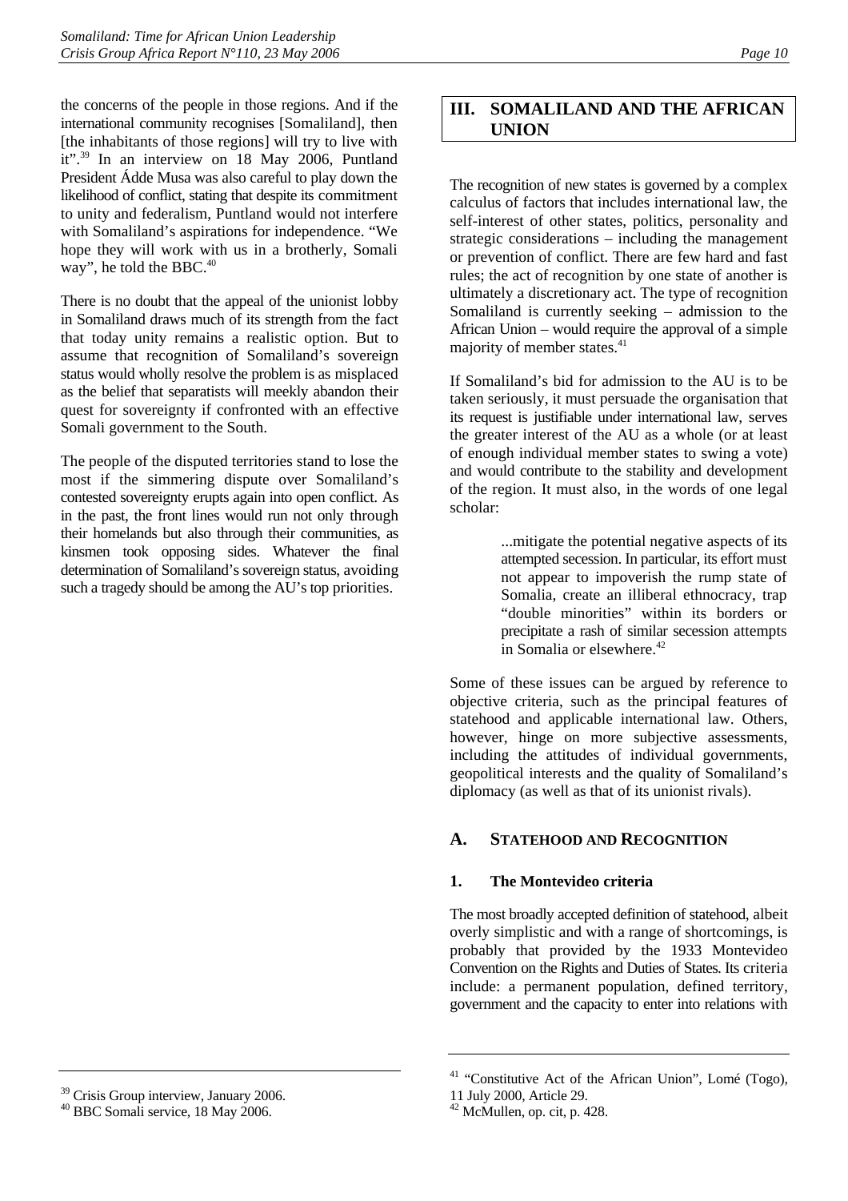the concerns of the people in those regions. And if the international community recognises [Somaliland], then [the inhabitants of those regions] will try to live with it".[39] In an interview on 18 May 2006, Puntland President Ádde Musa was also careful to play down the likelihood of conflict, stating that despite its commitment to unity and federalism, Puntland would not interfere with Somaliland's aspirations for independence. "We hope they will work with us in a brotherly, Somali way", he told the BBC.[40]

There is no doubt that the appeal of the unionist lobby in Somaliland draws much of its strength from the fact that today unity remains a realistic option. But to assume that recognition of Somaliland's sovereign status would wholly resolve the problem is as misplaced as the belief that separatists will meekly abandon their quest for sovereignty if confronted with an effective Somali government to the South.

The people of the disputed territories stand to lose the most if the simmering dispute over Somaliland's contested sovereignty erupts again into open conflict. As in the past, the front lines would run not only through their homelands but also through their communities, as kinsmen took opposing sides. Whatever the final determination of Somaliland's sovereign status, avoiding such a tragedy should be among the AU's top priorities.

# III. SOMALILAND AND THE AFRICAN UNION

The recognition of new states is governed by a complex calculus of factors that includes international law, the self-interest of other states, politics, personality and strategic considerations – including the management or prevention of conflict. There are few hard and fast rules; the act of recognition by one state of another is ultimately a discretionary act. The type of recognition Somaliland is currently seeking – admission to the African Union – would require the approval of a simple majority of member states.[41]

If Somaliland's bid for admission to the AU is to be taken seriously, it must persuade the organisation that its request is justifiable under international law, serves the greater interest of the AU as a whole (or at least of enough individual member states to swing a vote) and would contribute to the stability and development of the region. It must also, in the words of one legal scholar:

> ...mitigate the potential negative aspects of its attempted secession. In particular, its effort must not appear to impoverish the rump state of Somalia, create an illiberal ethnocracy, trap "double minorities" within its borders or precipitate a rash of similar secession attempts in Somalia or elsewhere.[42]

Some of these issues can be argued by reference to objective criteria, such as the principal features of statehood and applicable international law. Others, however, hinge on more subjective assessments, including the attitudes of individual governments, geopolitical interests and the quality of Somaliland's diplomacy (as well as that of its unionist rivals).

## A. Statehood and Recognition

### 1. The Montevideo criteria

The most broadly accepted definition of statehood, albeit overly simplistic and with a range of shortcomings, is probably that provided by the 1933 Montevideo Convention on the Rights and Duties of States. Its criteria include: a permanent population, defined territory, government and the capacity to enter into relations with

---

[39] Crisis Group interview, January 2006.

[40] BBC Somali service, 18 May 2006.

[41] "Constitutive Act of the African Union", Lomé (Togo), 11 July 2000, Article 29.

[42] McMullen, op. cit, p. 428.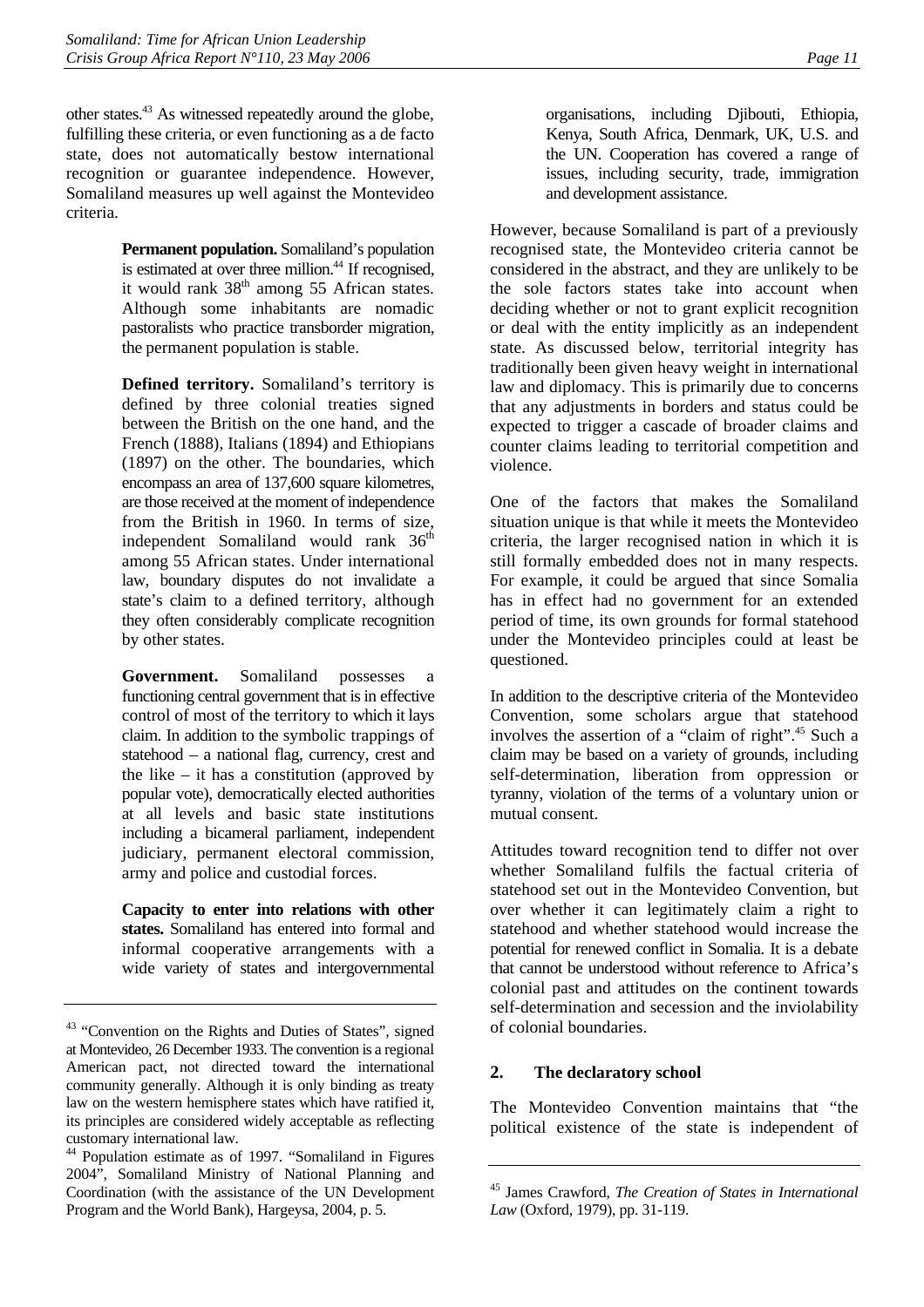other states.[43] As witnessed repeatedly around the globe, fulfilling these criteria, or even functioning as a de facto state, does not automatically bestow international recognition or guarantee independence. However, Somaliland measures up well against the Montevideo criteria.

> **Permanent population.** Somaliland's population is estimated at over three million.[44] If recognised, it would rank 38th among 55 African states. Although some inhabitants are nomadic pastoralists who practice transborder migration, the permanent population is stable.
>
> **Defined territory.** Somaliland's territory is defined by three colonial treaties signed between the British on the one hand, and the French (1888), Italians (1894) and Ethiopians (1897) on the other. The boundaries, which encompass an area of 137,600 square kilometres, are those received at the moment of independence from the British in 1960. In terms of size, independent Somaliland would rank 36th among 55 African states. Under international law, boundary disputes do not invalidate a state's claim to a defined territory, although they often considerably complicate recognition by other states.
>
> **Government.** Somaliland possesses a functioning central government that is in effective control of most of the territory to which it lays claim. In addition to the symbolic trappings of statehood – a national flag, currency, crest and the like – it has a constitution (approved by popular vote), democratically elected authorities at all levels and basic state institutions including a bicameral parliament, independent judiciary, permanent electoral commission, army and police and custodial forces.
>
> **Capacity to enter into relations with other states.** Somaliland has entered into formal and informal cooperative arrangements with a wide variety of states and intergovernmental organisations, including Djibouti, Ethiopia, Kenya, South Africa, Denmark, UK, U.S. and the UN. Cooperation has covered a range of issues, including security, trade, immigration and development assistance.

However, because Somaliland is part of a previously recognised state, the Montevideo criteria cannot be considered in the abstract, and they are unlikely to be the sole factors states take into account when deciding whether or not to grant explicit recognition or deal with the entity implicitly as an independent state. As discussed below, territorial integrity has traditionally been given heavy weight in international law and diplomacy. This is primarily due to concerns that any adjustments in borders and status could be expected to trigger a cascade of broader claims and counter claims leading to territorial competition and violence.

One of the factors that makes the Somaliland situation unique is that while it meets the Montevideo criteria, the larger recognised nation in which it is still formally embedded does not in many respects. For example, it could be argued that since Somalia has in effect had no government for an extended period of time, its own grounds for formal statehood under the Montevideo principles could at least be questioned.

In addition to the descriptive criteria of the Montevideo Convention, some scholars argue that statehood involves the assertion of a "claim of right".[45] Such a claim may be based on a variety of grounds, including self-determination, liberation from oppression or tyranny, violation of the terms of a voluntary union or mutual consent.

Attitudes toward recognition tend to differ not over whether Somaliland fulfils the factual criteria of statehood set out in the Montevideo Convention, but over whether it can legitimately claim a right to statehood and whether statehood would increase the potential for renewed conflict in Somalia. It is a debate that cannot be understood without reference to Africa's colonial past and attitudes on the continent towards self-determination and secession and the inviolability of colonial boundaries.

### 2. The declaratory school

The Montevideo Convention maintains that "the political existence of the state is independent of

---

[43] "Convention on the Rights and Duties of States", signed at Montevideo, 26 December 1933. The convention is a regional American pact, not directed toward the international community generally. Although it is only binding as treaty law on the western hemisphere states which have ratified it, its principles are considered widely acceptable as reflecting customary international law.

[44] Population estimate as of 1997. "Somaliland in Figures 2004", Somaliland Ministry of National Planning and Coordination (with the assistance of the UN Development Program and the World Bank), Hargeysa, 2004, p. 5.

[45] James Crawford, *The Creation of States in International Law* (Oxford, 1979), pp. 31-119.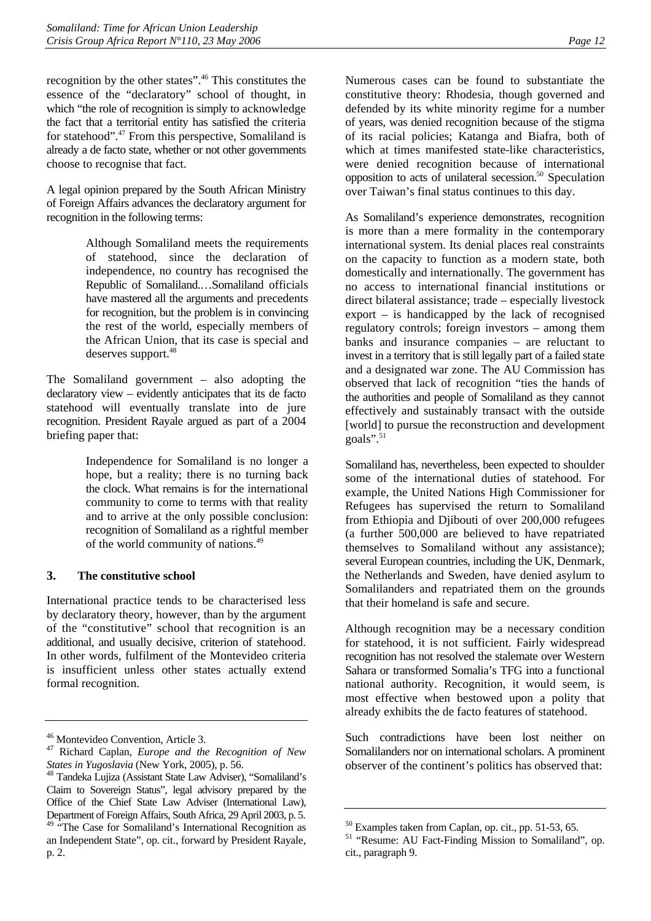recognition by the other states".[46] This constitutes the essence of the "declaratory" school of thought, in which "the role of recognition is simply to acknowledge the fact that a territorial entity has satisfied the criteria for statehood".[47] From this perspective, Somaliland is already a de facto state, whether or not other governments choose to recognise that fact.

A legal opinion prepared by the South African Ministry of Foreign Affairs advances the declaratory argument for recognition in the following terms:

> Although Somaliland meets the requirements of statehood, since the declaration of independence, no country has recognised the Republic of Somaliland.…Somaliland officials have mastered all the arguments and precedents for recognition, but the problem is in convincing the rest of the world, especially members of the African Union, that its case is special and deserves support.[48]

The Somaliland government – also adopting the declaratory view – evidently anticipates that its de facto statehood will eventually translate into de jure recognition. President Rayale argued as part of a 2004 briefing paper that:

> Independence for Somaliland is no longer a hope, but a reality; there is no turning back the clock. What remains is for the international community to come to terms with that reality and to arrive at the only possible conclusion: recognition of Somaliland as a rightful member of the world community of nations.[49]

### 3. The constitutive school

International practice tends to be characterised less by declaratory theory, however, than by the argument of the "constitutive" school that recognition is an additional, and usually decisive, criterion of statehood. In other words, fulfilment of the Montevideo criteria is insufficient unless other states actually extend formal recognition.

Numerous cases can be found to substantiate the constitutive theory: Rhodesia, though governed and defended by its white minority regime for a number of years, was denied recognition because of the stigma of its racial policies; Katanga and Biafra, both of which at times manifested state-like characteristics, were denied recognition because of international opposition to acts of unilateral secession.[50] Speculation over Taiwan's final status continues to this day.

As Somaliland's experience demonstrates, recognition is more than a mere formality in the contemporary international system. Its denial places real constraints on the capacity to function as a modern state, both domestically and internationally. The government has no access to international financial institutions or direct bilateral assistance; trade – especially livestock export – is handicapped by the lack of recognised regulatory controls; foreign investors – among them banks and insurance companies – are reluctant to invest in a territory that is still legally part of a failed state and a designated war zone. The AU Commission has observed that lack of recognition "ties the hands of the authorities and people of Somaliland as they cannot effectively and sustainably transact with the outside [world] to pursue the reconstruction and development goals".[51]

Somaliland has, nevertheless, been expected to shoulder some of the international duties of statehood. For example, the United Nations High Commissioner for Refugees has supervised the return to Somaliland from Ethiopia and Djibouti of over 200,000 refugees (a further 500,000 are believed to have repatriated themselves to Somaliland without any assistance); several European countries, including the UK, Denmark, the Netherlands and Sweden, have denied asylum to Somalilanders and repatriated them on the grounds that their homeland is safe and secure.

Although recognition may be a necessary condition for statehood, it is not sufficient. Fairly widespread recognition has not resolved the stalemate over Western Sahara or transformed Somalia's TFG into a functional national authority. Recognition, it would seem, is most effective when bestowed upon a polity that already exhibits the de facto features of statehood.

Such contradictions have been lost neither on Somalilanders nor on international scholars. A prominent observer of the continent's politics has observed that:

---

[46] Montevideo Convention, Article 3.

[47] Richard Caplan, *Europe and the Recognition of New States in Yugoslavia* (New York, 2005), p. 56.

[48] Tandeka Lujiza (Assistant State Law Adviser), "Somaliland's Claim to Sovereign Status", legal advisory prepared by the Office of the Chief State Law Adviser (International Law), Department of Foreign Affairs, South Africa, 29 April 2003, p. 5.

[49] "The Case for Somaliland's International Recognition as an Independent State", op. cit., forward by President Rayale, p. 2.

[50] Examples taken from Caplan, op. cit., pp. 51-53, 65.

[51] "Resume: AU Fact-Finding Mission to Somaliland", op. cit., paragraph 9.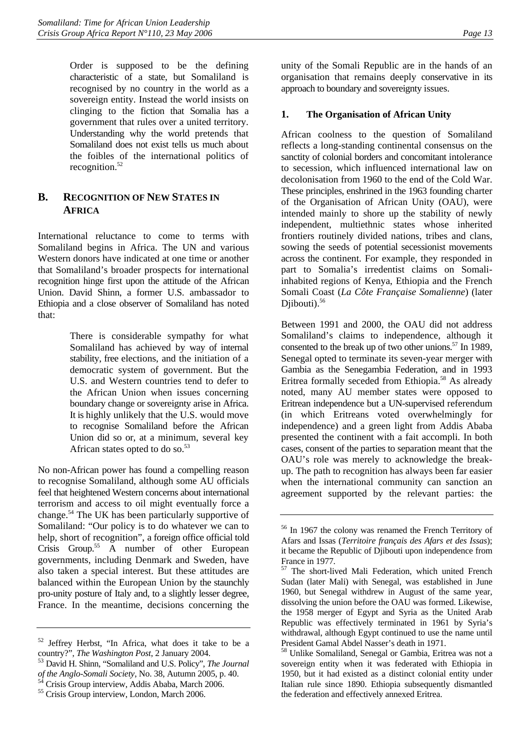Order is supposed to be the defining characteristic of a state, but Somaliland is recognised by no country in the world as a sovereign entity. Instead the world insists on clinging to the fiction that Somalia has a government that rules over a united territory. Understanding why the world pretends that Somaliland does not exist tells us much about the foibles of the international politics of recognition.[52]

## B. Recognition of New States in Africa

International reluctance to come to terms with Somaliland begins in Africa. The UN and various Western donors have indicated at one time or another that Somaliland's broader prospects for international recognition hinge first upon the attitude of the African Union. David Shinn, a former U.S. ambassador to Ethiopia and a close observer of Somaliland has noted that:

> There is considerable sympathy for what Somaliland has achieved by way of internal stability, free elections, and the initiation of a democratic system of government. But the U.S. and Western countries tend to defer to the African Union when issues concerning boundary change or sovereignty arise in Africa. It is highly unlikely that the U.S. would move to recognise Somaliland before the African Union did so or, at a minimum, several key African states opted to do so.[53]

No non-African power has found a compelling reason to recognise Somaliland, although some AU officials feel that heightened Western concerns about international terrorism and access to oil might eventually force a change.[54] The UK has been particularly supportive of Somaliland: "Our policy is to do whatever we can to help, short of recognition", a foreign office official told Crisis Group.[55] A number of other European governments, including Denmark and Sweden, have also taken a special interest. But these attitudes are balanced within the European Union by the staunchly pro-unity posture of Italy and, to a slightly lesser degree, France. In the meantime, decisions concerning the unity of the Somali Republic are in the hands of an organisation that remains deeply conservative in its approach to boundary and sovereignty issues.

### 1. The Organisation of African Unity

African coolness to the question of Somaliland reflects a long-standing continental consensus on the sanctity of colonial borders and concomitant intolerance to secession, which influenced international law on decolonisation from 1960 to the end of the Cold War. These principles, enshrined in the 1963 founding charter of the Organisation of African Unity (OAU), were intended mainly to shore up the stability of newly independent, multiethnic states whose inherited frontiers routinely divided nations, tribes and clans, sowing the seeds of potential secessionist movements across the continent. For example, they responded in part to Somalia's irredentist claims on Somali-inhabited regions of Kenya, Ethiopia and the French Somali Coast (*La Côte Française Somalienne*) (later Djibouti).[56]

Between 1991 and 2000, the OAU did not address Somaliland's claims to independence, although it consented to the break up of two other unions.[57] In 1989, Senegal opted to terminate its seven-year merger with Gambia as the Senegambia Federation, and in 1993 Eritrea formally seceded from Ethiopia.[58] As already noted, many AU member states were opposed to Eritrean independence but a UN-supervised referendum (in which Eritreans voted overwhelmingly for independence) and a green light from Addis Ababa presented the continent with a fait accompli. In both cases, consent of the parties to separation meant that the OAU's role was merely to acknowledge the break-up. The path to recognition has always been far easier when the international community can sanction an agreement supported by the relevant parties: the

---

[52] Jeffrey Herbst, "In Africa, what does it take to be a country?", *The Washington Post*, 2 January 2004.

[53] David H. Shinn, "Somaliland and U.S. Policy", *The Journal of the Anglo-Somali Society*, No. 38, Autumn 2005, p. 40.

[54] Crisis Group interview, Addis Ababa, March 2006.

[55] Crisis Group interview, London, March 2006.

[56] In 1967 the colony was renamed the French Territory of Afars and Issas (*Territoire français des Afars et des Issas*); it became the Republic of Djibouti upon independence from France in 1977.

[57] The short-lived Mali Federation, which united French Sudan (later Mali) with Senegal, was established in June 1960, but Senegal withdrew in August of the same year, dissolving the union before the OAU was formed. Likewise, the 1958 merger of Egypt and Syria as the United Arab Republic was effectively terminated in 1961 by Syria's withdrawal, although Egypt continued to use the name until President Gamal Abdel Nasser's death in 1971.

[58] Unlike Somaliland, Senegal or Gambia, Eritrea was not a sovereign entity when it was federated with Ethiopia in 1950, but it had existed as a distinct colonial entity under Italian rule since 1890. Ethiopia subsequently dismantled the federation and effectively annexed Eritrea.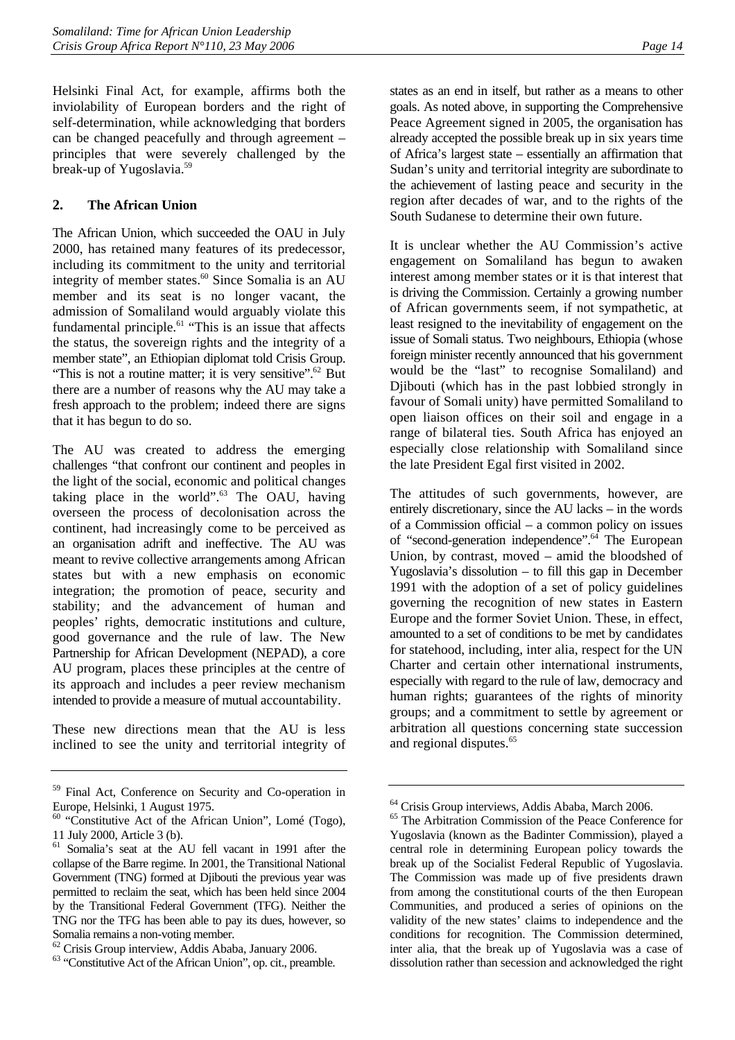Helsinki Final Act, for example, affirms both the inviolability of European borders and the right of self-determination, while acknowledging that borders can be changed peacefully and through agreement – principles that were severely challenged by the break-up of Yugoslavia.[59]

### 2. The African Union

The African Union, which succeeded the OAU in July 2000, has retained many features of its predecessor, including its commitment to the unity and territorial integrity of member states.[60] Since Somalia is an AU member and its seat is no longer vacant, the admission of Somaliland would arguably violate this fundamental principle.[61] "This is an issue that affects the status, the sovereign rights and the integrity of a member state", an Ethiopian diplomat told Crisis Group. "This is not a routine matter; it is very sensitive".[62] But there are a number of reasons why the AU may take a fresh approach to the problem; indeed there are signs that it has begun to do so.

The AU was created to address the emerging challenges "that confront our continent and peoples in the light of the social, economic and political changes taking place in the world".[63] The OAU, having overseen the process of decolonisation across the continent, had increasingly come to be perceived as an organisation adrift and ineffective. The AU was meant to revive collective arrangements among African states but with a new emphasis on economic integration; the promotion of peace, security and stability; and the advancement of human and peoples' rights, democratic institutions and culture, good governance and the rule of law. The New Partnership for African Development (NEPAD), a core AU program, places these principles at the centre of its approach and includes a peer review mechanism intended to provide a measure of mutual accountability.

These new directions mean that the AU is less inclined to see the unity and territorial integrity of states as an end in itself, but rather as a means to other goals. As noted above, in supporting the Comprehensive Peace Agreement signed in 2005, the organisation has already accepted the possible break up in six years time of Africa's largest state – essentially an affirmation that Sudan's unity and territorial integrity are subordinate to the achievement of lasting peace and security in the region after decades of war, and to the rights of the South Sudanese to determine their own future.

It is unclear whether the AU Commission's active engagement on Somaliland has begun to awaken interest among member states or it is that interest that is driving the Commission. Certainly a growing number of African governments seem, if not sympathetic, at least resigned to the inevitability of engagement on the issue of Somali status. Two neighbours, Ethiopia (whose foreign minister recently announced that his government would be the "last" to recognise Somaliland) and Djibouti (which has in the past lobbied strongly in favour of Somali unity) have permitted Somaliland to open liaison offices on their soil and engage in a range of bilateral ties. South Africa has enjoyed an especially close relationship with Somaliland since the late President Egal first visited in 2002.

The attitudes of such governments, however, are entirely discretionary, since the AU lacks – in the words of a Commission official – a common policy on issues of "second-generation independence".[64] The European Union, by contrast, moved – amid the bloodshed of Yugoslavia's dissolution – to fill this gap in December 1991 with the adoption of a set of policy guidelines governing the recognition of new states in Eastern Europe and the former Soviet Union. These, in effect, amounted to a set of conditions to be met by candidates for statehood, including, inter alia, respect for the UN Charter and certain other international instruments, especially with regard to the rule of law, democracy and human rights; guarantees of the rights of minority groups; and a commitment to settle by agreement or arbitration all questions concerning state succession and regional disputes.[65]

---

[59] Final Act, Conference on Security and Co-operation in Europe, Helsinki, 1 August 1975.

[60] "Constitutive Act of the African Union", Lomé (Togo), 11 July 2000, Article 3 (b).

[61] Somalia's seat at the AU fell vacant in 1991 after the collapse of the Barre regime. In 2001, the Transitional National Government (TNG) formed at Djibouti the previous year was permitted to reclaim the seat, which has been held since 2004 by the Transitional Federal Government (TFG). Neither the TNG nor the TFG has been able to pay its dues, however, so Somalia remains a non-voting member.

[62] Crisis Group interview, Addis Ababa, January 2006.

[63] "Constitutive Act of the African Union", op. cit., preamble.

[64] Crisis Group interviews, Addis Ababa, March 2006.

[65] The Arbitration Commission of the Peace Conference for Yugoslavia (known as the Badinter Commission), played a central role in determining European policy towards the break up of the Socialist Federal Republic of Yugoslavia. The Commission was made up of five presidents drawn from among the constitutional courts of the then European Communities, and produced a series of opinions on the validity of the new states' claims to independence and the conditions for recognition. The Commission determined, inter alia, that the break up of Yugoslavia was a case of dissolution rather than secession and acknowledged the right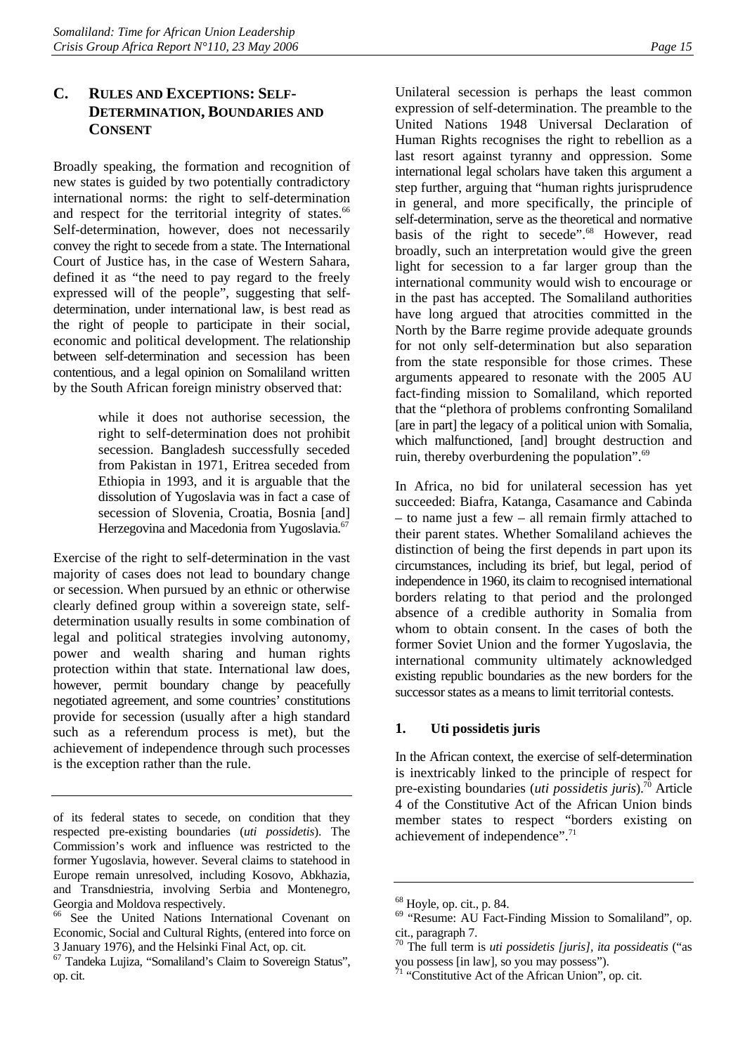## C. RULES AND EXCEPTIONS: SELF-DETERMINATION, BOUNDARIES AND CONSENT

Broadly speaking, the formation and recognition of new states is guided by two potentially contradictory international norms: the right to self-determination and respect for the territorial integrity of states.[66] Self-determination, however, does not necessarily convey the right to secede from a state. The International Court of Justice has, in the case of Western Sahara, defined it as "the need to pay regard to the freely expressed will of the people", suggesting that self-determination, under international law, is best read as the right of people to participate in their social, economic and political development. The relationship between self-determination and secession has been contentious, and a legal opinion on Somaliland written by the South African foreign ministry observed that:

> while it does not authorise secession, the right to self-determination does not prohibit secession. Bangladesh successfully seceded from Pakistan in 1971, Eritrea seceded from Ethiopia in 1993, and it is arguable that the dissolution of Yugoslavia was in fact a case of secession of Slovenia, Croatia, Bosnia [and] Herzegovina and Macedonia from Yugoslavia.[67]

Exercise of the right to self-determination in the vast majority of cases does not lead to boundary change or secession. When pursued by an ethnic or otherwise clearly defined group within a sovereign state, self-determination usually results in some combination of legal and political strategies involving autonomy, power and wealth sharing and human rights protection within that state. International law does, however, permit boundary change by peacefully negotiated agreement, and some countries' constitutions provide for secession (usually after a high standard such as a referendum process is met), but the achievement of independence through such processes is the exception rather than the rule.

Unilateral secession is perhaps the least common expression of self-determination. The preamble to the United Nations 1948 Universal Declaration of Human Rights recognises the right to rebellion as a last resort against tyranny and oppression. Some international legal scholars have taken this argument a step further, arguing that "human rights jurisprudence in general, and more specifically, the principle of self-determination, serve as the theoretical and normative basis of the right to secede".[68] However, read broadly, such an interpretation would give the green light for secession to a far larger group than the international community would wish to encourage or in the past has accepted. The Somaliland authorities have long argued that atrocities committed in the North by the Barre regime provide adequate grounds for not only self-determination but also separation from the state responsible for those crimes. These arguments appeared to resonate with the 2005 AU fact-finding mission to Somaliland, which reported that the "plethora of problems confronting Somaliland [are in part] the legacy of a political union with Somalia, which malfunctioned, [and] brought destruction and ruin, thereby overburdening the population".[69]

In Africa, no bid for unilateral secession has yet succeeded: Biafra, Katanga, Casamance and Cabinda – to name just a few – all remain firmly attached to their parent states. Whether Somaliland achieves the distinction of being the first depends in part upon its circumstances, including its brief, but legal, period of independence in 1960, its claim to recognised international borders relating to that period and the prolonged absence of a credible authority in Somalia from whom to obtain consent. In the cases of both the former Soviet Union and the former Yugoslavia, the international community ultimately acknowledged existing republic boundaries as the new borders for the successor states as a means to limit territorial contests.

### 1. Uti possidetis juris

In the African context, the exercise of self-determination is inextricably linked to the principle of respect for pre-existing boundaries (*uti possidetis juris*).[70] Article 4 of the Constitutive Act of the African Union binds member states to respect "borders existing on achievement of independence".[71]

---

of its federal states to secede, on condition that they respected pre-existing boundaries (*uti possidetis*). The Commission's work and influence was restricted to the former Yugoslavia, however. Several claims to statehood in Europe remain unresolved, including Kosovo, Abkhazia, and Transdniestria, involving Serbia and Montenegro, Georgia and Moldova respectively.

[66] See the United Nations International Covenant on Economic, Social and Cultural Rights, (entered into force on 3 January 1976), and the Helsinki Final Act, op. cit.

[67] Tandeka Lujiza, "Somaliland's Claim to Sovereign Status", op. cit.

[68] Hoyle, op. cit., p. 84.

[69] "Resume: AU Fact-Finding Mission to Somaliland", op. cit., paragraph 7.

[70] The full term is *uti possidetis [juris], ita possideatis* ("as you possess [in law], so you may possess").

[71] "Constitutive Act of the African Union", op. cit.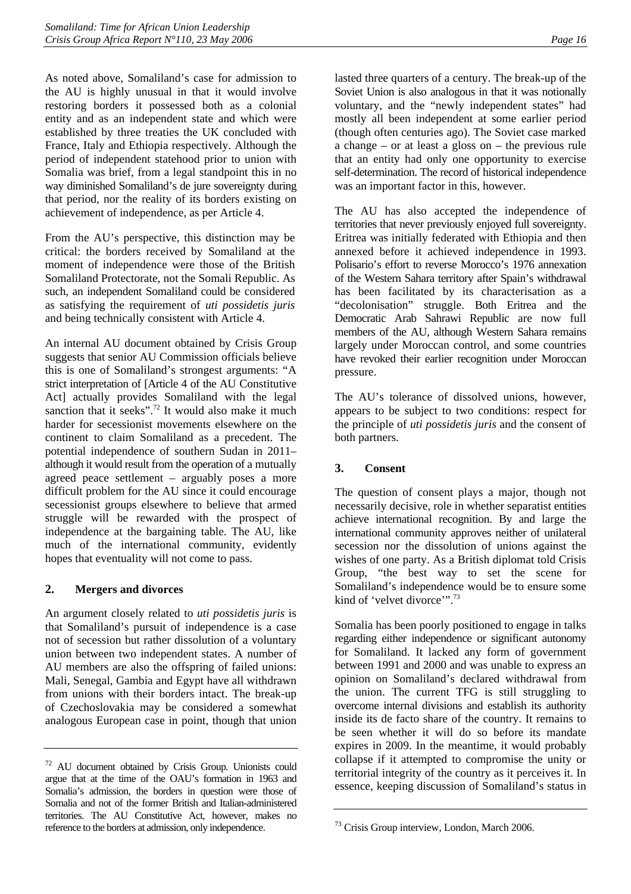As noted above, Somaliland's case for admission to the AU is highly unusual in that it would involve restoring borders it possessed both as a colonial entity and as an independent state and which were established by three treaties the UK concluded with France, Italy and Ethiopia respectively. Although the period of independent statehood prior to union with Somalia was brief, from a legal standpoint this in no way diminished Somaliland's de jure sovereignty during that period, nor the reality of its borders existing on achievement of independence, as per Article 4.

From the AU's perspective, this distinction may be critical: the borders received by Somaliland at the moment of independence were those of the British Somaliland Protectorate, not the Somali Republic. As such, an independent Somaliland could be considered as satisfying the requirement of *uti possidetis juris* and being technically consistent with Article 4.

An internal AU document obtained by Crisis Group suggests that senior AU Commission officials believe this is one of Somaliland's strongest arguments: "A strict interpretation of [Article 4 of the AU Constitutive Act] actually provides Somaliland with the legal sanction that it seeks".[72] It would also make it much harder for secessionist movements elsewhere on the continent to claim Somaliland as a precedent. The potential independence of southern Sudan in 2011– although it would result from the operation of a mutually agreed peace settlement – arguably poses a more difficult problem for the AU since it could encourage secessionist groups elsewhere to believe that armed struggle will be rewarded with the prospect of independence at the bargaining table. The AU, like much of the international community, evidently hopes that eventuality will not come to pass.

### 2. Mergers and divorces

An argument closely related to *uti possidetis juris* is that Somaliland's pursuit of independence is a case not of secession but rather dissolution of a voluntary union between two independent states. A number of AU members are also the offspring of failed unions: Mali, Senegal, Gambia and Egypt have all withdrawn from unions with their borders intact. The break-up of Czechoslovakia may be considered a somewhat analogous European case in point, though that union lasted three quarters of a century. The break-up of the Soviet Union is also analogous in that it was notionally voluntary, and the "newly independent states" had mostly all been independent at some earlier period (though often centuries ago). The Soviet case marked a change – or at least a gloss on – the previous rule that an entity had only one opportunity to exercise self-determination. The record of historical independence was an important factor in this, however.

The AU has also accepted the independence of territories that never previously enjoyed full sovereignty. Eritrea was initially federated with Ethiopia and then annexed before it achieved independence in 1993. Polisario's effort to reverse Morocco's 1976 annexation of the Western Sahara territory after Spain's withdrawal has been facilitated by its characterisation as a "decolonisation" struggle. Both Eritrea and the Democratic Arab Sahrawi Republic are now full members of the AU, although Western Sahara remains largely under Moroccan control, and some countries have revoked their earlier recognition under Moroccan pressure.

The AU's tolerance of dissolved unions, however, appears to be subject to two conditions: respect for the principle of *uti possidetis juris* and the consent of both partners.

### 3. Consent

The question of consent plays a major, though not necessarily decisive, role in whether separatist entities achieve international recognition. By and large the international community approves neither of unilateral secession nor the dissolution of unions against the wishes of one party. As a British diplomat told Crisis Group, "the best way to set the scene for Somaliland's independence would be to ensure some kind of 'velvet divorce'".[73]

Somalia has been poorly positioned to engage in talks regarding either independence or significant autonomy for Somaliland. It lacked any form of government between 1991 and 2000 and was unable to express an opinion on Somaliland's declared withdrawal from the union. The current TFG is still struggling to overcome internal divisions and establish its authority inside its de facto share of the country. It remains to be seen whether it will do so before its mandate expires in 2009. In the meantime, it would probably collapse if it attempted to compromise the unity or territorial integrity of the country as it perceives it. In essence, keeping discussion of Somaliland's status in

---

[72] AU document obtained by Crisis Group. Unionists could argue that at the time of the OAU's formation in 1963 and Somalia's admission, the borders in question were those of Somalia and not of the former British and Italian-administered territories. The AU Constitutive Act, however, makes no reference to the borders at admission, only independence.

[73] Crisis Group interview, London, March 2006.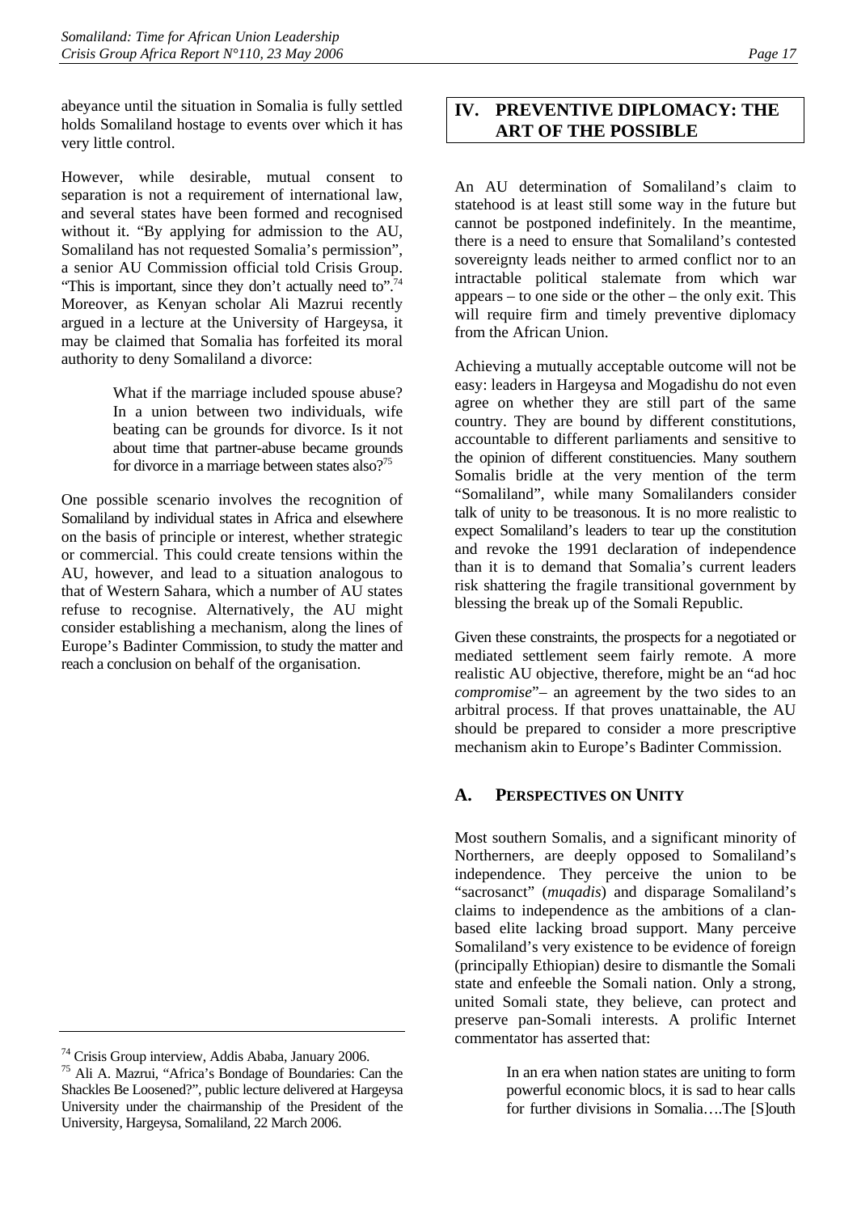abeyance until the situation in Somalia is fully settled holds Somaliland hostage to events over which it has very little control.

However, while desirable, mutual consent to separation is not a requirement of international law, and several states have been formed and recognised without it. "By applying for admission to the AU, Somaliland has not requested Somalia's permission", a senior AU Commission official told Crisis Group. "This is important, since they don't actually need to".[74] Moreover, as Kenyan scholar Ali Mazrui recently argued in a lecture at the University of Hargeysa, it may be claimed that Somalia has forfeited its moral authority to deny Somaliland a divorce:

> What if the marriage included spouse abuse? In a union between two individuals, wife beating can be grounds for divorce. Is it not about time that partner-abuse became grounds for divorce in a marriage between states also?[75]

One possible scenario involves the recognition of Somaliland by individual states in Africa and elsewhere on the basis of principle or interest, whether strategic or commercial. This could create tensions within the AU, however, and lead to a situation analogous to that of Western Sahara, which a number of AU states refuse to recognise. Alternatively, the AU might consider establishing a mechanism, along the lines of Europe's Badinter Commission, to study the matter and reach a conclusion on behalf of the organisation.

## IV. PREVENTIVE DIPLOMACY: THE ART OF THE POSSIBLE

An AU determination of Somaliland's claim to statehood is at least still some way in the future but cannot be postponed indefinitely. In the meantime, there is a need to ensure that Somaliland's contested sovereignty leads neither to armed conflict nor to an intractable political stalemate from which war appears – to one side or the other – the only exit. This will require firm and timely preventive diplomacy from the African Union.

Achieving a mutually acceptable outcome will not be easy: leaders in Hargeysa and Mogadishu do not even agree on whether they are still part of the same country. They are bound by different constitutions, accountable to different parliaments and sensitive to the opinion of different constituencies. Many southern Somalis bridle at the very mention of the term "Somaliland", while many Somalilanders consider talk of unity to be treasonous. It is no more realistic to expect Somaliland's leaders to tear up the constitution and revoke the 1991 declaration of independence than it is to demand that Somalia's current leaders risk shattering the fragile transitional government by blessing the break up of the Somali Republic.

Given these constraints, the prospects for a negotiated or mediated settlement seem fairly remote. A more realistic AU objective, therefore, might be an "ad hoc *compromise*"– an agreement by the two sides to an arbitral process. If that proves unattainable, the AU should be prepared to consider a more prescriptive mechanism akin to Europe's Badinter Commission.

### A. Perspectives on Unity

Most southern Somalis, and a significant minority of Northerners, are deeply opposed to Somaliland's independence. They perceive the union to be "sacrosanct" (*muqadis*) and disparage Somaliland's claims to independence as the ambitions of a clan-based elite lacking broad support. Many perceive Somaliland's very existence to be evidence of foreign (principally Ethiopian) desire to dismantle the Somali state and enfeeble the Somali nation. Only a strong, united Somali state, they believe, can protect and preserve pan-Somali interests. A prolific Internet commentator has asserted that:

> In an era when nation states are uniting to form powerful economic blocs, it is sad to hear calls for further divisions in Somalia….The [S]outh

---

[74] Crisis Group interview, Addis Ababa, January 2006.

[75] Ali A. Mazrui, "Africa's Bondage of Boundaries: Can the Shackles Be Loosened?", public lecture delivered at Hargeysa University under the chairmanship of the President of the University, Hargeysa, Somaliland, 22 March 2006.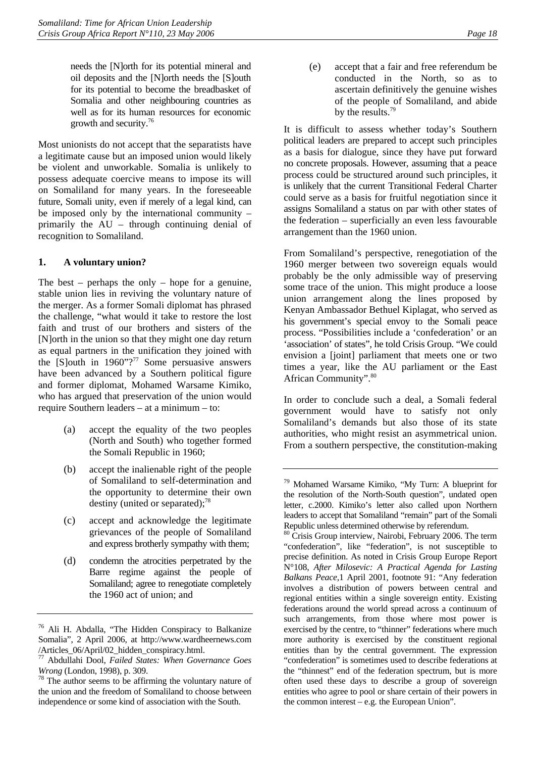needs the [N]orth for its potential mineral and oil deposits and the [N]orth needs the [S]outh for its potential to become the breadbasket of Somalia and other neighbouring countries as well as for its human resources for economic growth and security.[76]

Most unionists do not accept that the separatists have a legitimate cause but an imposed union would likely be violent and unworkable. Somalia is unlikely to possess adequate coercive means to impose its will on Somaliland for many years. In the foreseeable future, Somali unity, even if merely of a legal kind, can be imposed only by the international community – primarily the AU – through continuing denial of recognition to Somaliland.

### 1. A voluntary union?

The best – perhaps the only – hope for a genuine, stable union lies in reviving the voluntary nature of the merger. As a former Somali diplomat has phrased the challenge, "what would it take to restore the lost faith and trust of our brothers and sisters of the [N]orth in the union so that they might one day return as equal partners in the unification they joined with the [S]outh in 1960"?[77] Some persuasive answers have been advanced by a Southern political figure and former diplomat, Mohamed Warsame Kimiko, who has argued that preservation of the union would require Southern leaders – at a minimum – to:

(a) accept the equality of the two peoples (North and South) who together formed the Somali Republic in 1960;

(b) accept the inalienable right of the people of Somaliland to self-determination and the opportunity to determine their own destiny (united or separated);[78]

(c) accept and acknowledge the legitimate grievances of the people of Somaliland and express brotherly sympathy with them;

(d) condemn the atrocities perpetrated by the Barre regime against the people of Somaliland; agree to renegotiate completely the 1960 act of union; and

(e) accept that a fair and free referendum be conducted in the North, so as to ascertain definitively the genuine wishes of the people of Somaliland, and abide by the results.[79]

It is difficult to assess whether today's Southern political leaders are prepared to accept such principles as a basis for dialogue, since they have put forward no concrete proposals. However, assuming that a peace process could be structured around such principles, it is unlikely that the current Transitional Federal Charter could serve as a basis for fruitful negotiation since it assigns Somaliland a status on par with other states of the federation – superficially an even less favourable arrangement than the 1960 union.

From Somaliland's perspective, renegotiation of the 1960 merger between two sovereign equals would probably be the only admissible way of preserving some trace of the union. This might produce a loose union arrangement along the lines proposed by Kenyan Ambassador Bethuel Kiplagat, who served as his government's special envoy to the Somali peace process. "Possibilities include a 'confederation' or an 'association' of states", he told Crisis Group. "We could envision a [joint] parliament that meets one or two times a year, like the AU parliament or the East African Community".[80]

In order to conclude such a deal, a Somali federal government would have to satisfy not only Somaliland's demands but also those of its state authorities, who might resist an asymmetrical union. From a southern perspective, the constitution-making

---

[76] Ali H. Abdalla, "The Hidden Conspiracy to Balkanize Somalia", 2 April 2006, at http://www.wardheernews.com /Articles_06/April/02_hidden_conspiracy.html.

[77] Abdullahi Dool, *Failed States: When Governance Goes Wrong* (London, 1998), p. 309.

[78] The author seems to be affirming the voluntary nature of the union and the freedom of Somaliland to choose between independence or some kind of association with the South.

[79] Mohamed Warsame Kimiko, "My Turn: A blueprint for the resolution of the North-South question", undated open letter, c.2000. Kimiko's letter also called upon Northern leaders to accept that Somaliland "remain" part of the Somali Republic unless determined otherwise by referendum.

[80] Crisis Group interview, Nairobi, February 2006. The term "confederation", like "federation", is not susceptible to precise definition. As noted in Crisis Group Europe Report N°108, *After Milosevic: A Practical Agenda for Lasting Balkans Peace*,1 April 2001, footnote 91: "Any federation involves a distribution of powers between central and regional entities within a single sovereign entity. Existing federations around the world spread across a continuum of such arrangements, from those where most power is exercised by the centre, to "thinner" federations where much more authority is exercised by the constituent regional entities than by the central government. The expression "confederation" is sometimes used to describe federations at the "thinnest" end of the federation spectrum, but is more often used these days to describe a group of sovereign entities who agree to pool or share certain of their powers in the common interest – e.g. the European Union".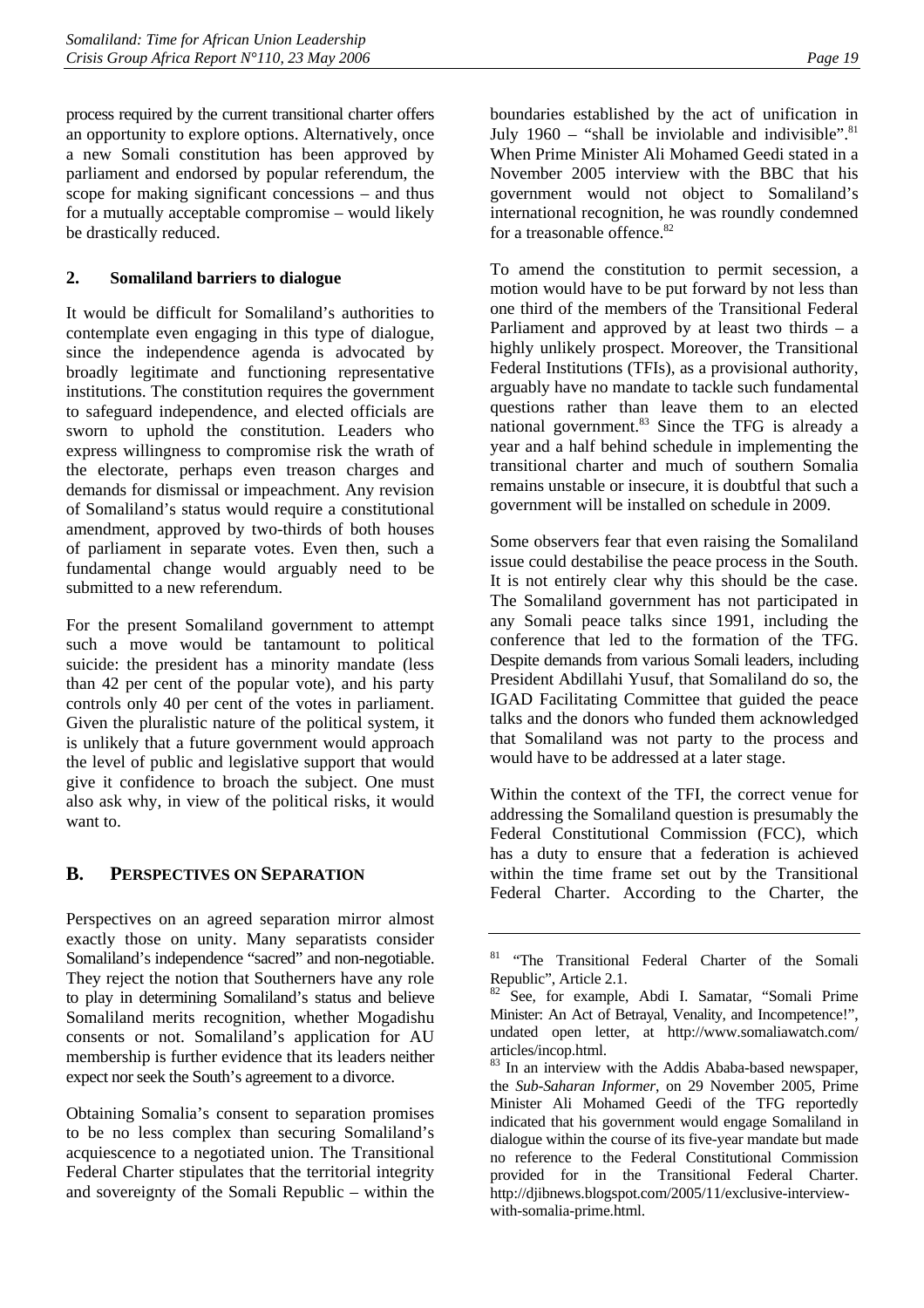process required by the current transitional charter offers an opportunity to explore options. Alternatively, once a new Somali constitution has been approved by parliament and endorsed by popular referendum, the scope for making significant concessions – and thus for a mutually acceptable compromise – would likely be drastically reduced.

### 2. Somaliland barriers to dialogue

It would be difficult for Somaliland's authorities to contemplate even engaging in this type of dialogue, since the independence agenda is advocated by broadly legitimate and functioning representative institutions. The constitution requires the government to safeguard independence, and elected officials are sworn to uphold the constitution. Leaders who express willingness to compromise risk the wrath of the electorate, perhaps even treason charges and demands for dismissal or impeachment. Any revision of Somaliland's status would require a constitutional amendment, approved by two-thirds of both houses of parliament in separate votes. Even then, such a fundamental change would arguably need to be submitted to a new referendum.

For the present Somaliland government to attempt such a move would be tantamount to political suicide: the president has a minority mandate (less than 42 per cent of the popular vote), and his party controls only 40 per cent of the votes in parliament. Given the pluralistic nature of the political system, it is unlikely that a future government would approach the level of public and legislative support that would give it confidence to broach the subject. One must also ask why, in view of the political risks, it would want to.

## B. Perspectives on Separation

Perspectives on an agreed separation mirror almost exactly those on unity. Many separatists consider Somaliland's independence "sacred" and non-negotiable. They reject the notion that Southerners have any role to play in determining Somaliland's status and believe Somaliland merits recognition, whether Mogadishu consents or not. Somaliland's application for AU membership is further evidence that its leaders neither expect nor seek the South's agreement to a divorce.

Obtaining Somalia's consent to separation promises to be no less complex than securing Somaliland's acquiescence to a negotiated union. The Transitional Federal Charter stipulates that the territorial integrity and sovereignty of the Somali Republic – within the boundaries established by the act of unification in July 1960 – "shall be inviolable and indivisible".[81] When Prime Minister Ali Mohamed Geedi stated in a November 2005 interview with the BBC that his government would not object to Somaliland's international recognition, he was roundly condemned for a treasonable offence.[82]

To amend the constitution to permit secession, a motion would have to be put forward by not less than one third of the members of the Transitional Federal Parliament and approved by at least two thirds – a highly unlikely prospect. Moreover, the Transitional Federal Institutions (TFIs), as a provisional authority, arguably have no mandate to tackle such fundamental questions rather than leave them to an elected national government.[83] Since the TFG is already a year and a half behind schedule in implementing the transitional charter and much of southern Somalia remains unstable or insecure, it is doubtful that such a government will be installed on schedule in 2009.

Some observers fear that even raising the Somaliland issue could destabilise the peace process in the South. It is not entirely clear why this should be the case. The Somaliland government has not participated in any Somali peace talks since 1991, including the conference that led to the formation of the TFG. Despite demands from various Somali leaders, including President Abdillahi Yusuf, that Somaliland do so, the IGAD Facilitating Committee that guided the peace talks and the donors who funded them acknowledged that Somaliland was not party to the process and would have to be addressed at a later stage.

Within the context of the TFI, the correct venue for addressing the Somaliland question is presumably the Federal Constitutional Commission (FCC), which has a duty to ensure that a federation is achieved within the time frame set out by the Transitional Federal Charter. According to the Charter, the

---

[81] "The Transitional Federal Charter of the Somali Republic", Article 2.1.

[82] See, for example, Abdi I. Samatar, "Somali Prime Minister: An Act of Betrayal, Venality, and Incompetence!", undated open letter, at http://www.somaliawatch.com/articles/incop.html.

[83] In an interview with the Addis Ababa-based newspaper, the *Sub-Saharan Informer*, on 29 November 2005, Prime Minister Ali Mohamed Geedi of the TFG reportedly indicated that his government would engage Somaliland in dialogue within the course of its five-year mandate but made no reference to the Federal Constitutional Commission provided for in the Transitional Federal Charter. http://djibnews.blogspot.com/2005/11/exclusive-interview-with-somalia-prime.html.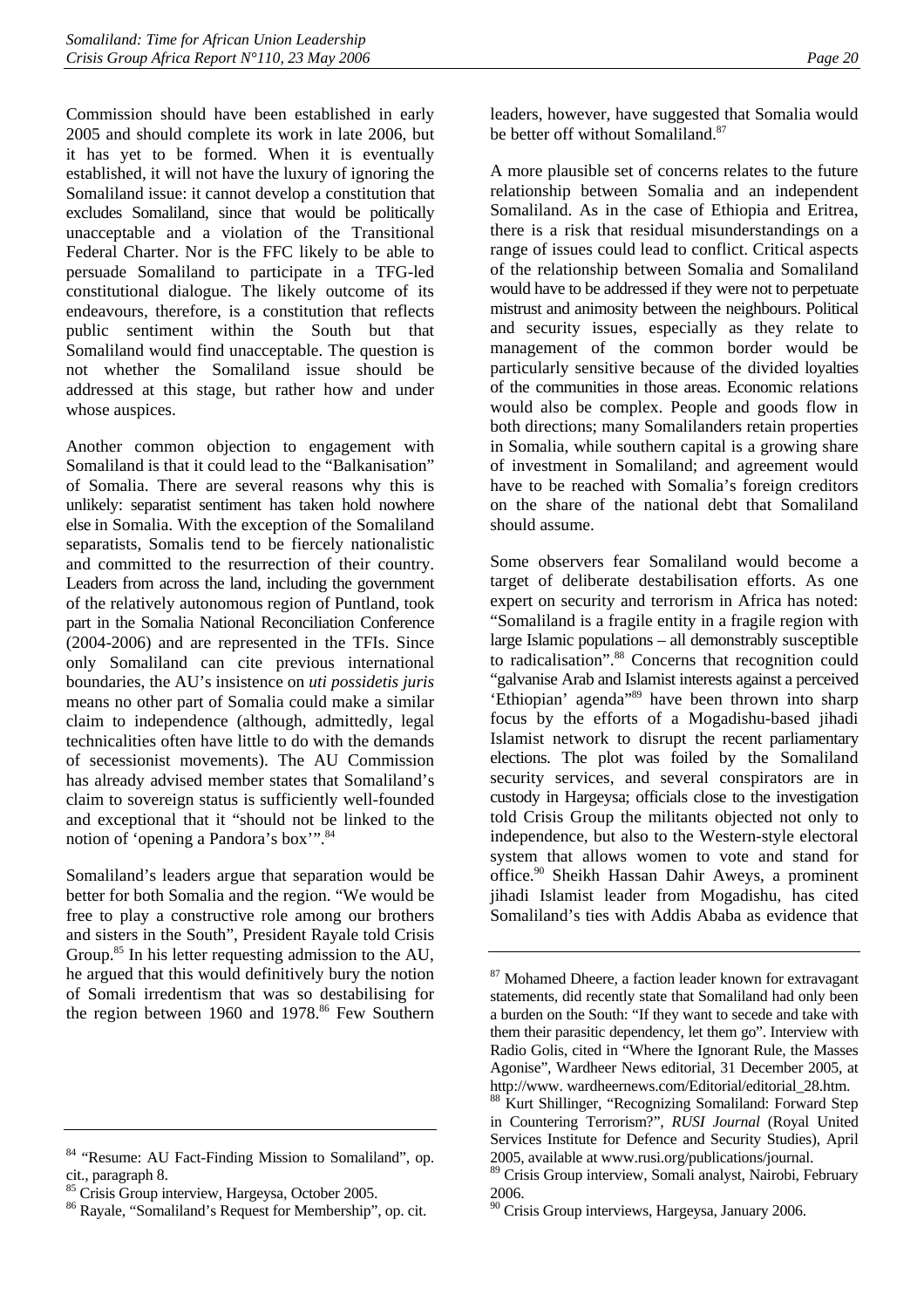Commission should have been established in early 2005 and should complete its work in late 2006, but it has yet to be formed. When it is eventually established, it will not have the luxury of ignoring the Somaliland issue: it cannot develop a constitution that excludes Somaliland, since that would be politically unacceptable and a violation of the Transitional Federal Charter. Nor is the FFC likely to be able to persuade Somaliland to participate in a TFG-led constitutional dialogue. The likely outcome of its endeavours, therefore, is a constitution that reflects public sentiment within the South but that Somaliland would find unacceptable. The question is not whether the Somaliland issue should be addressed at this stage, but rather how and under whose auspices.

Another common objection to engagement with Somaliland is that it could lead to the "Balkanisation" of Somalia. There are several reasons why this is unlikely: separatist sentiment has taken hold nowhere else in Somalia. With the exception of the Somaliland separatists, Somalis tend to be fiercely nationalistic and committed to the resurrection of their country. Leaders from across the land, including the government of the relatively autonomous region of Puntland, took part in the Somalia National Reconciliation Conference (2004-2006) and are represented in the TFIs. Since only Somaliland can cite previous international boundaries, the AU's insistence on *uti possidetis juris* means no other part of Somalia could make a similar claim to independence (although, admittedly, legal technicalities often have little to do with the demands of secessionist movements). The AU Commission has already advised member states that Somaliland's claim to sovereign status is sufficiently well-founded and exceptional that it "should not be linked to the notion of 'opening a Pandora's box'".[84]

Somaliland's leaders argue that separation would be better for both Somalia and the region. "We would be free to play a constructive role among our brothers and sisters in the South", President Rayale told Crisis Group.[85] In his letter requesting admission to the AU, he argued that this would definitively bury the notion of Somali irredentism that was so destabilising for the region between 1960 and 1978.[86] Few Southern leaders, however, have suggested that Somalia would be better off without Somaliland.[87]

A more plausible set of concerns relates to the future relationship between Somalia and an independent Somaliland. As in the case of Ethiopia and Eritrea, there is a risk that residual misunderstandings on a range of issues could lead to conflict. Critical aspects of the relationship between Somalia and Somaliland would have to be addressed if they were not to perpetuate mistrust and animosity between the neighbours. Political and security issues, especially as they relate to management of the common border would be particularly sensitive because of the divided loyalties of the communities in those areas. Economic relations would also be complex. People and goods flow in both directions; many Somalilanders retain properties in Somalia, while southern capital is a growing share of investment in Somaliland; and agreement would have to be reached with Somalia's foreign creditors on the share of the national debt that Somaliland should assume.

Some observers fear Somaliland would become a target of deliberate destabilisation efforts. As one expert on security and terrorism in Africa has noted: "Somaliland is a fragile entity in a fragile region with large Islamic populations – all demonstrably susceptible to radicalisation".[88] Concerns that recognition could "galvanise Arab and Islamist interests against a perceived 'Ethiopian' agenda"[89] have been thrown into sharp focus by the efforts of a Mogadishu-based jihadi Islamist network to disrupt the recent parliamentary elections. The plot was foiled by the Somaliland security services, and several conspirators are in custody in Hargeysa; officials close to the investigation told Crisis Group the militants objected not only to independence, but also to the Western-style electoral system that allows women to vote and stand for office.[90] Sheikh Hassan Dahir Aweys, a prominent jihadi Islamist leader from Mogadishu, has cited Somaliland's ties with Addis Ababa as evidence that

---

[84] "Resume: AU Fact-Finding Mission to Somaliland", op. cit., paragraph 8.

[85] Crisis Group interview, Hargeysa, October 2005.

[86] Rayale, "Somaliland's Request for Membership", op. cit.

[87] Mohamed Dheere, a faction leader known for extravagant statements, did recently state that Somaliland had only been a burden on the South: "If they want to secede and take with them their parasitic dependency, let them go". Interview with Radio Golis, cited in "Where the Ignorant Rule, the Masses Agonise", Wardheer News editorial, 31 December 2005, at http://www. wardheernews.com/Editorial/editorial_28.htm.

[88] Kurt Shillinger, "Recognizing Somaliland: Forward Step in Countering Terrorism?", *RUSI Journal* (Royal United Services Institute for Defence and Security Studies), April 2005, available at www.rusi.org/publications/journal.

[89] Crisis Group interview, Somali analyst, Nairobi, February 2006.

[90] Crisis Group interviews, Hargeysa, January 2006.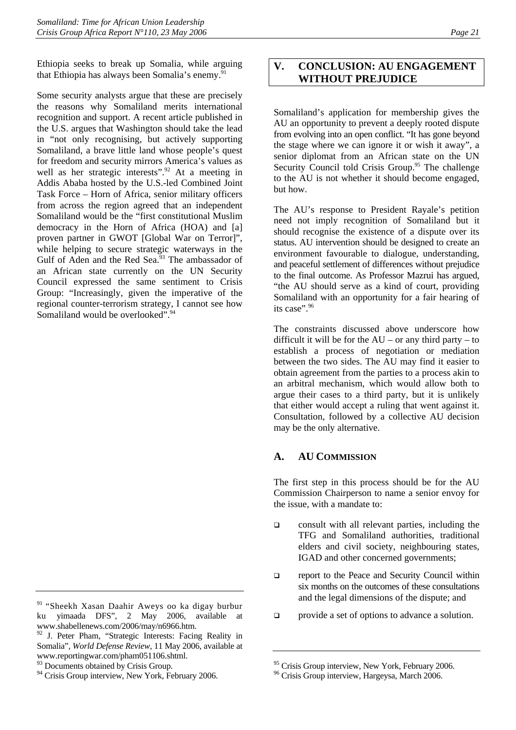Ethiopia seeks to break up Somalia, while arguing that Ethiopia has always been Somalia's enemy.[91]

Some security analysts argue that these are precisely the reasons why Somaliland merits international recognition and support. A recent article published in the U.S. argues that Washington should take the lead in "not only recognising, but actively supporting Somaliland, a brave little land whose people's quest for freedom and security mirrors America's values as well as her strategic interests".[92] At a meeting in Addis Ababa hosted by the U.S.-led Combined Joint Task Force – Horn of Africa, senior military officers from across the region agreed that an independent Somaliland would be the "first constitutional Muslim democracy in the Horn of Africa (HOA) and [a] proven partner in GWOT [Global War on Terror]", while helping to secure strategic waterways in the Gulf of Aden and the Red Sea.[93] The ambassador of an African state currently on the UN Security Council expressed the same sentiment to Crisis Group: "Increasingly, given the imperative of the regional counter-terrorism strategy, I cannot see how Somaliland would be overlooked".[94]

## V. CONCLUSION: AU ENGAGEMENT WITHOUT PREJUDICE

Somaliland's application for membership gives the AU an opportunity to prevent a deeply rooted dispute from evolving into an open conflict. "It has gone beyond the stage where we can ignore it or wish it away", a senior diplomat from an African state on the UN Security Council told Crisis Group.[95] The challenge to the AU is not whether it should become engaged, but how.

The AU's response to President Rayale's petition need not imply recognition of Somaliland but it should recognise the existence of a dispute over its status. AU intervention should be designed to create an environment favourable to dialogue, understanding, and peaceful settlement of differences without prejudice to the final outcome. As Professor Mazrui has argued, "the AU should serve as a kind of court, providing Somaliland with an opportunity for a fair hearing of its case".[96]

The constraints discussed above underscore how difficult it will be for the AU – or any third party – to establish a process of negotiation or mediation between the two sides. The AU may find it easier to obtain agreement from the parties to a process akin to an arbitral mechanism, which would allow both to argue their cases to a third party, but it is unlikely that either would accept a ruling that went against it. Consultation, followed by a collective AU decision may be the only alternative.

### A. AU COMMISSION

The first step in this process should be for the AU Commission Chairperson to name a senior envoy for the issue, with a mandate to:

- consult with all relevant parties, including the TFG and Somaliland authorities, traditional elders and civil society, neighbouring states, IGAD and other concerned governments;
- report to the Peace and Security Council within six months on the outcomes of these consultations and the legal dimensions of the dispute; and
- provide a set of options to advance a solution.

---

[91] "Sheekh Xasan Daahir Aweys oo ka digay burbur ku yimaada DFS", 2 May 2006, available at www.shabellenews.com/2006/may/n6966.htm.

[92] J. Peter Pham, "Strategic Interests: Facing Reality in Somalia", *World Defense Review*, 11 May 2006, available at www.reportingwar.com/pham051106.shtml.

[93] Documents obtained by Crisis Group.

[94] Crisis Group interview, New York, February 2006.

[95] Crisis Group interview, New York, February 2006.

[96] Crisis Group interview, Hargeysa, March 2006.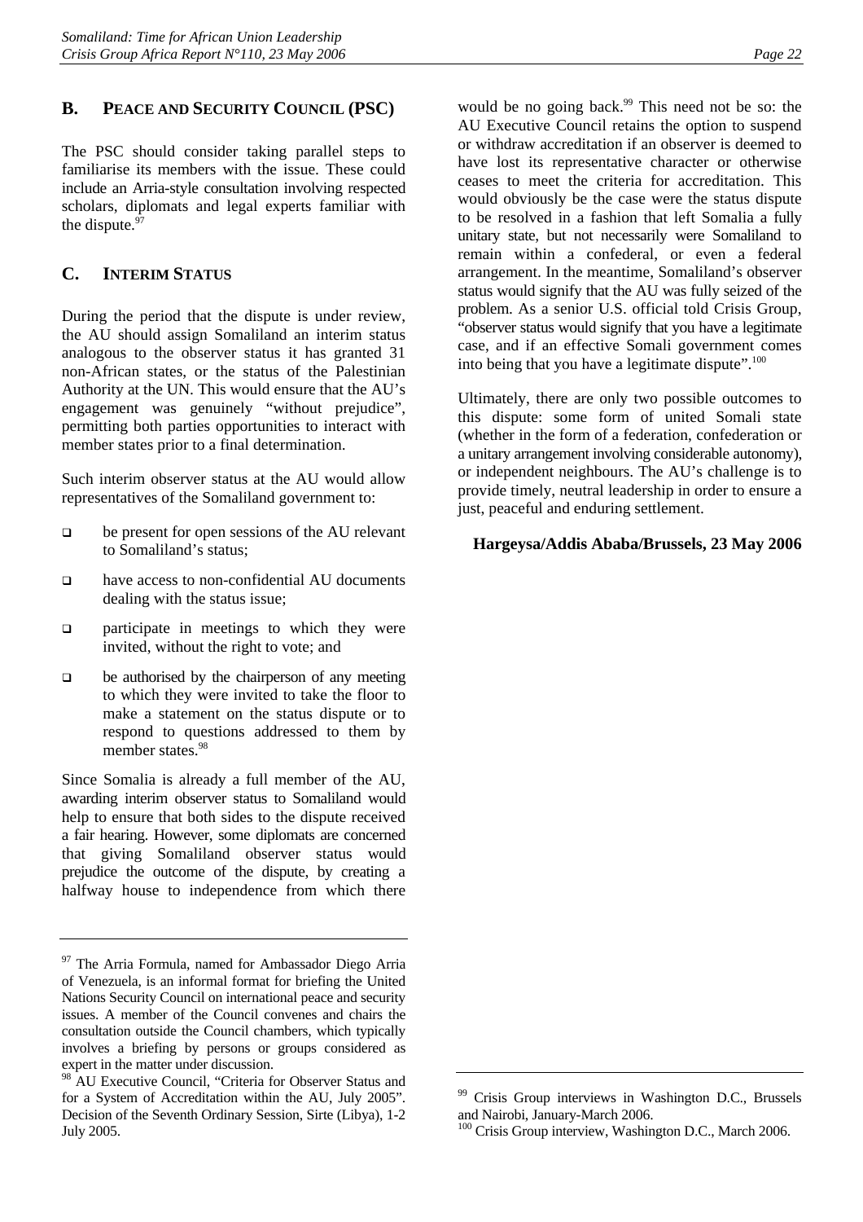## B. PEACE AND SECURITY COUNCIL (PSC)

The PSC should consider taking parallel steps to familiarise its members with the issue. These could include an Arria-style consultation involving respected scholars, diplomats and legal experts familiar with the dispute.[97]

## C. INTERIM STATUS

During the period that the dispute is under review, the AU should assign Somaliland an interim status analogous to the observer status it has granted 31 non-African states, or the status of the Palestinian Authority at the UN. This would ensure that the AU's engagement was genuinely "without prejudice", permitting both parties opportunities to interact with member states prior to a final determination.

Such interim observer status at the AU would allow representatives of the Somaliland government to:

- be present for open sessions of the AU relevant to Somaliland's status;
- have access to non-confidential AU documents dealing with the status issue;
- participate in meetings to which they were invited, without the right to vote; and
- be authorised by the chairperson of any meeting to which they were invited to take the floor to make a statement on the status dispute or to respond to questions addressed to them by member states.[98]

Since Somalia is already a full member of the AU, awarding interim observer status to Somaliland would help to ensure that both sides to the dispute received a fair hearing. However, some diplomats are concerned that giving Somaliland observer status would prejudice the outcome of the dispute, by creating a halfway house to independence from which there would be no going back.[99] This need not be so: the AU Executive Council retains the option to suspend or withdraw accreditation if an observer is deemed to have lost its representative character or otherwise ceases to meet the criteria for accreditation. This would obviously be the case were the status dispute to be resolved in a fashion that left Somalia a fully unitary state, but not necessarily were Somaliland to remain within a confederal, or even a federal arrangement. In the meantime, Somaliland's observer status would signify that the AU was fully seized of the problem. As a senior U.S. official told Crisis Group, "observer status would signify that you have a legitimate case, and if an effective Somali government comes into being that you have a legitimate dispute".[100]

Ultimately, there are only two possible outcomes to this dispute: some form of united Somali state (whether in the form of a federation, confederation or a unitary arrangement involving considerable autonomy), or independent neighbours. The AU's challenge is to provide timely, neutral leadership in order to ensure a just, peaceful and enduring settlement.

**Hargeysa/Addis Ababa/Brussels, 23 May 2006**

---

[97] The Arria Formula, named for Ambassador Diego Arria of Venezuela, is an informal format for briefing the United Nations Security Council on international peace and security issues. A member of the Council convenes and chairs the consultation outside the Council chambers, which typically involves a briefing by persons or groups considered as expert in the matter under discussion.

[98] AU Executive Council, "Criteria for Observer Status and for a System of Accreditation within the AU, July 2005". Decision of the Seventh Ordinary Session, Sirte (Libya), 1-2 July 2005.

[99] Crisis Group interviews in Washington D.C., Brussels and Nairobi, January-March 2006.

[100] Crisis Group interview, Washington D.C., March 2006.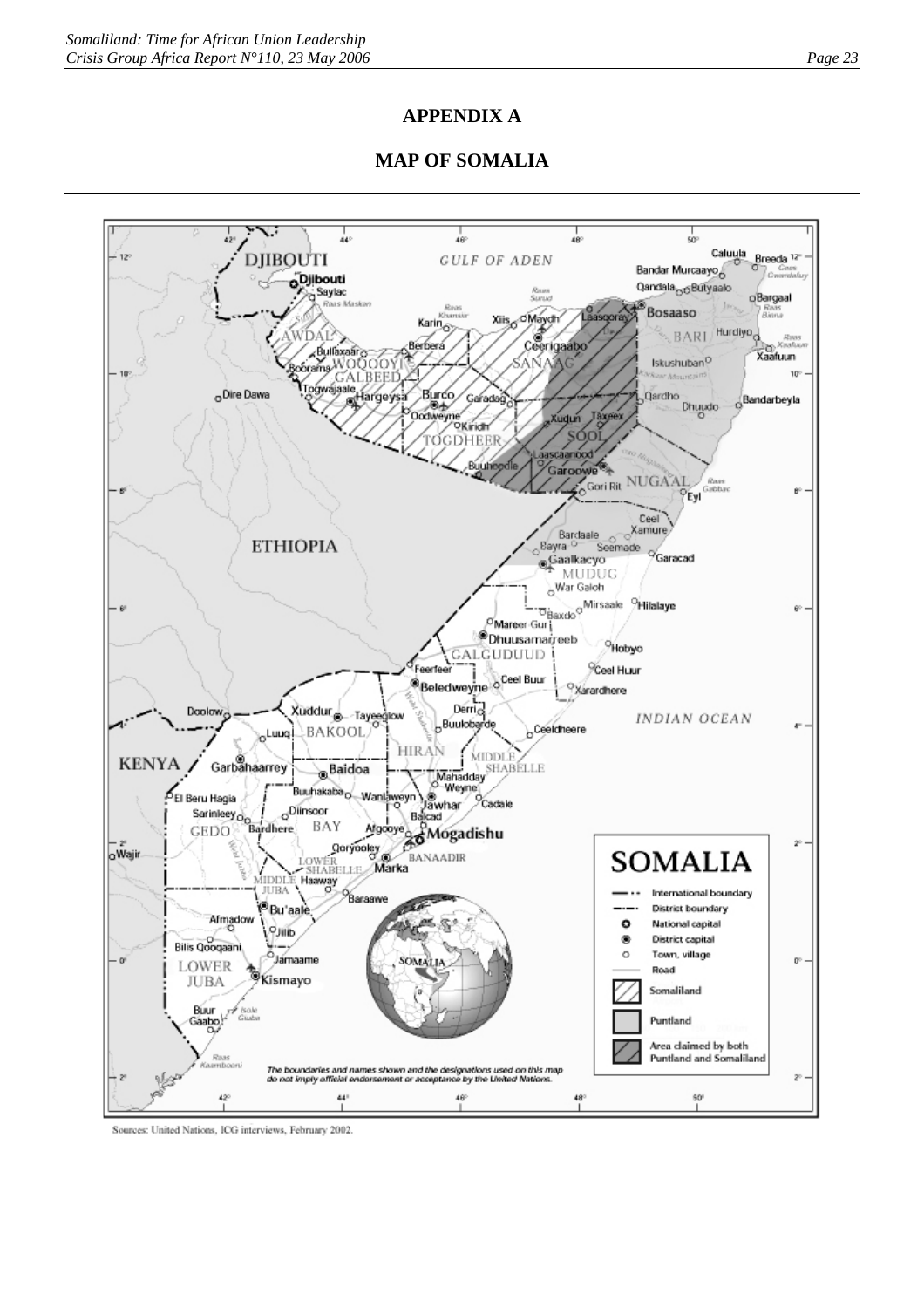# APPENDIX A

## MAP OF SOMALIA

Sources: United Nations, ICG interviews, February 2002.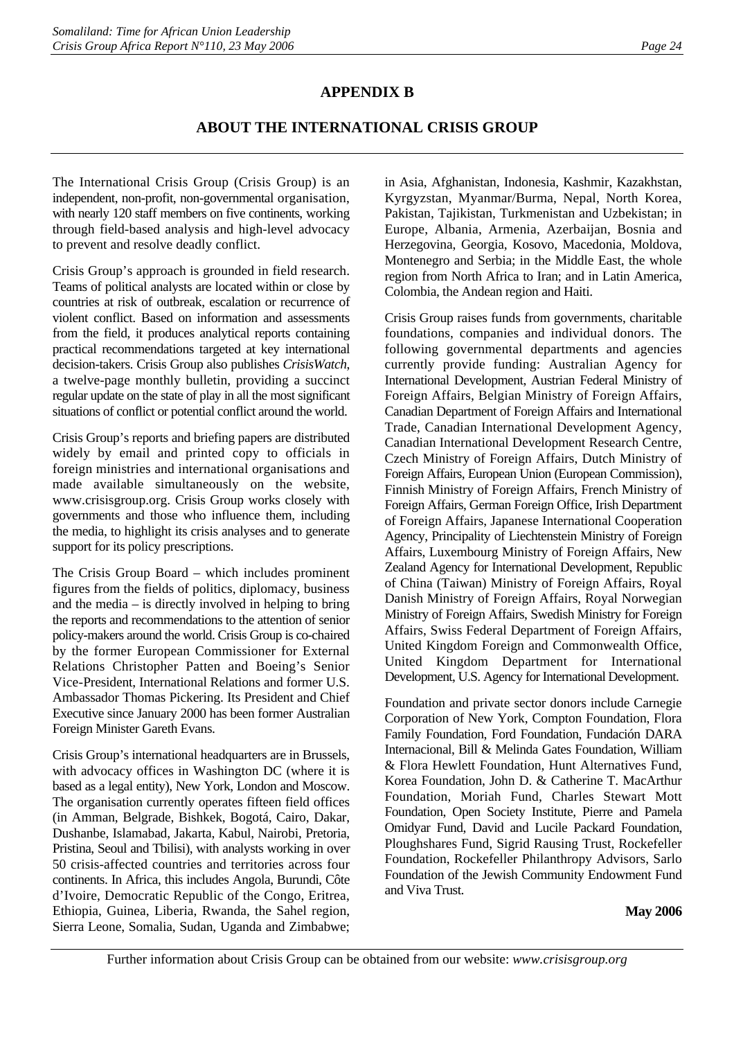# APPENDIX B

## ABOUT THE INTERNATIONAL CRISIS GROUP

The International Crisis Group (Crisis Group) is an independent, non-profit, non-governmental organisation, with nearly 120 staff members on five continents, working through field-based analysis and high-level advocacy to prevent and resolve deadly conflict.

Crisis Group's approach is grounded in field research. Teams of political analysts are located within or close by countries at risk of outbreak, escalation or recurrence of violent conflict. Based on information and assessments from the field, it produces analytical reports containing practical recommendations targeted at key international decision-takers. Crisis Group also publishes *CrisisWatch*, a twelve-page monthly bulletin, providing a succinct regular update on the state of play in all the most significant situations of conflict or potential conflict around the world.

Crisis Group's reports and briefing papers are distributed widely by email and printed copy to officials in foreign ministries and international organisations and made available simultaneously on the website, www.crisisgroup.org. Crisis Group works closely with governments and those who influence them, including the media, to highlight its crisis analyses and to generate support for its policy prescriptions.

The Crisis Group Board – which includes prominent figures from the fields of politics, diplomacy, business and the media – is directly involved in helping to bring the reports and recommendations to the attention of senior policy-makers around the world. Crisis Group is co-chaired by the former European Commissioner for External Relations Christopher Patten and Boeing's Senior Vice-President, International Relations and former U.S. Ambassador Thomas Pickering. Its President and Chief Executive since January 2000 has been former Australian Foreign Minister Gareth Evans.

Crisis Group's international headquarters are in Brussels, with advocacy offices in Washington DC (where it is based as a legal entity), New York, London and Moscow. The organisation currently operates fifteen field offices (in Amman, Belgrade, Bishkek, Bogotá, Cairo, Dakar, Dushanbe, Islamabad, Jakarta, Kabul, Nairobi, Pretoria, Pristina, Seoul and Tbilisi), with analysts working in over 50 crisis-affected countries and territories across four continents. In Africa, this includes Angola, Burundi, Côte d'Ivoire, Democratic Republic of the Congo, Eritrea, Ethiopia, Guinea, Liberia, Rwanda, the Sahel region, Sierra Leone, Somalia, Sudan, Uganda and Zimbabwe; in Asia, Afghanistan, Indonesia, Kashmir, Kazakhstan, Kyrgyzstan, Myanmar/Burma, Nepal, North Korea, Pakistan, Tajikistan, Turkmenistan and Uzbekistan; in Europe, Albania, Armenia, Azerbaijan, Bosnia and Herzegovina, Georgia, Kosovo, Macedonia, Moldova, Montenegro and Serbia; in the Middle East, the whole region from North Africa to Iran; and in Latin America, Colombia, the Andean region and Haiti.

Crisis Group raises funds from governments, charitable foundations, companies and individual donors. The following governmental departments and agencies currently provide funding: Australian Agency for International Development, Austrian Federal Ministry of Foreign Affairs, Belgian Ministry of Foreign Affairs, Canadian Department of Foreign Affairs and International Trade, Canadian International Development Agency, Canadian International Development Research Centre, Czech Ministry of Foreign Affairs, Dutch Ministry of Foreign Affairs, European Union (European Commission), Finnish Ministry of Foreign Affairs, French Ministry of Foreign Affairs, German Foreign Office, Irish Department of Foreign Affairs, Japanese International Cooperation Agency, Principality of Liechtenstein Ministry of Foreign Affairs, Luxembourg Ministry of Foreign Affairs, New Zealand Agency for International Development, Republic of China (Taiwan) Ministry of Foreign Affairs, Royal Danish Ministry of Foreign Affairs, Royal Norwegian Ministry of Foreign Affairs, Swedish Ministry for Foreign Affairs, Swiss Federal Department of Foreign Affairs, United Kingdom Foreign and Commonwealth Office, United Kingdom Department for International Development, U.S. Agency for International Development.

Foundation and private sector donors include Carnegie Corporation of New York, Compton Foundation, Flora Family Foundation, Ford Foundation, Fundación DARA Internacional, Bill & Melinda Gates Foundation, William & Flora Hewlett Foundation, Hunt Alternatives Fund, Korea Foundation, John D. & Catherine T. MacArthur Foundation, Moriah Fund, Charles Stewart Mott Foundation, Open Society Institute, Pierre and Pamela Omidyar Fund, David and Lucile Packard Foundation, Ploughshares Fund, Sigrid Rausing Trust, Rockefeller Foundation, Rockefeller Philanthropy Advisors, Sarlo Foundation of the Jewish Community Endowment Fund and Viva Trust.

**May 2006**

Further information about Crisis Group can be obtained from our website: *www.crisisgroup.org*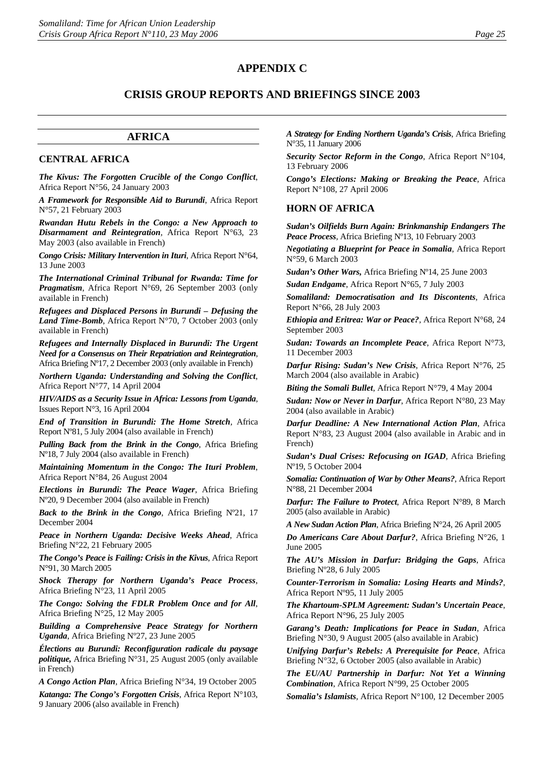# APPENDIX C

## CRISIS GROUP REPORTS AND BRIEFINGS SINCE 2003

## AFRICA

### CENTRAL AFRICA

***The Kivus: The Forgotten Crucible of the Congo Conflict***, Africa Report N°56, 24 January 2003

***A Framework for Responsible Aid to Burundi***, Africa Report N°57, 21 February 2003

***Rwandan Hutu Rebels in the Congo: a New Approach to Disarmament and Reintegration***, Africa Report N°63, 23 May 2003 (also available in French)

***Congo Crisis: Military Intervention in Ituri***, Africa Report N°64, 13 June 2003

***The International Criminal Tribunal for Rwanda: Time for Pragmatism***, Africa Report N°69, 26 September 2003 (only available in French)

***Refugees and Displaced Persons in Burundi – Defusing the Land Time-Bomb***, Africa Report N°70, 7 October 2003 (only available in French)

***Refugees and Internally Displaced in Burundi: The Urgent Need for a Consensus on Their Repatriation and Reintegration***, Africa Briefing Nº17, 2 December 2003 (only available in French)

***Northern Uganda: Understanding and Solving the Conflict***, Africa Report N°77, 14 April 2004

***HIV/AIDS as a Security Issue in Africa: Lessons from Uganda***, Issues Report N°3, 16 April 2004

***End of Transition in Burundi: The Home Stretch***, Africa Report Nº81, 5 July 2004 (also available in French)

***Pulling Back from the Brink in the Congo***, Africa Briefing Nº18, 7 July 2004 (also available in French)

***Maintaining Momentum in the Congo: The Ituri Problem***, Africa Report N°84, 26 August 2004

***Elections in Burundi: The Peace Wager***, Africa Briefing Nº20, 9 December 2004 (also available in French)

***Back to the Brink in the Congo***, Africa Briefing Nº21, 17 December 2004

***Peace in Northern Uganda: Decisive Weeks Ahead***, Africa Briefing N°22, 21 February 2005

***The Congo's Peace is Failing: Crisis in the Kivus***, Africa Report N°91, 30 March 2005

***Shock Therapy for Northern Uganda's Peace Process***, Africa Briefing N°23, 11 April 2005

***The Congo: Solving the FDLR Problem Once and for All***, Africa Briefing N°25, 12 May 2005

***Building a Comprehensive Peace Strategy for Northern Uganda***, Africa Briefing Nº27, 23 June 2005

***Élections au Burundi: Reconfiguration radicale du paysage politique,*** Africa Briefing N°31, 25 August 2005 (only available in French)

***A Congo Action Plan***, Africa Briefing N°34, 19 October 2005

***Katanga: The Congo's Forgotten Crisis***, Africa Report N°103, 9 January 2006 (also available in French)

***A Strategy for Ending Northern Uganda's Crisis***, Africa Briefing N°35, 11 January 2006

***Security Sector Reform in the Congo***, Africa Report N°104, 13 February 2006

***Congo's Elections: Making or Breaking the Peace***, Africa Report N°108, 27 April 2006

### HORN OF AFRICA

***Sudan's Oilfields Burn Again: Brinkmanship Endangers The Peace Process***, Africa Briefing Nº13, 10 February 2003

***Negotiating a Blueprint for Peace in Somalia***, Africa Report N°59, 6 March 2003

***Sudan's Other Wars,*** Africa Briefing Nº14, 25 June 2003

***Sudan Endgame***, Africa Report N°65, 7 July 2003

***Somaliland: Democratisation and Its Discontents***, Africa Report N°66, 28 July 2003

***Ethiopia and Eritrea: War or Peace?***, Africa Report N°68, 24 September 2003

***Sudan: Towards an Incomplete Peace***, Africa Report N°73, 11 December 2003

***Darfur Rising: Sudan's New Crisis***, Africa Report N°76, 25 March 2004 (also available in Arabic)

***Biting the Somali Bullet***, Africa Report N°79, 4 May 2004

***Sudan: Now or Never in Darfur***, Africa Report N°80, 23 May 2004 (also available in Arabic)

***Darfur Deadline: A New International Action Plan***, Africa Report N°83, 23 August 2004 (also available in Arabic and in French)

***Sudan's Dual Crises: Refocusing on IGAD***, Africa Briefing Nº19, 5 October 2004

***Somalia: Continuation of War by Other Means?***, Africa Report N°88, 21 December 2004

***Darfur: The Failure to Protect***, Africa Report N°89, 8 March 2005 (also available in Arabic)

***A New Sudan Action Plan***, Africa Briefing N°24, 26 April 2005

***Do Americans Care About Darfur?***, Africa Briefing N°26, 1 June 2005

***The AU's Mission in Darfur: Bridging the Gaps***, Africa Briefing Nº28, 6 July 2005

***Counter-Terrorism in Somalia: Losing Hearts and Minds?***, Africa Report Nº95, 11 July 2005

***The Khartoum-SPLM Agreement: Sudan's Uncertain Peace***, Africa Report N°96, 25 July 2005

***Garang's Death: Implications for Peace in Sudan***, Africa Briefing N°30, 9 August 2005 (also available in Arabic)

***Unifying Darfur's Rebels: A Prerequisite for Peace***, Africa Briefing N°32, 6 October 2005 (also available in Arabic)

***The EU/AU Partnership in Darfur: Not Yet a Winning Combination***, Africa Report N°99, 25 October 2005

***Somalia's Islamists***, Africa Report N°100, 12 December 2005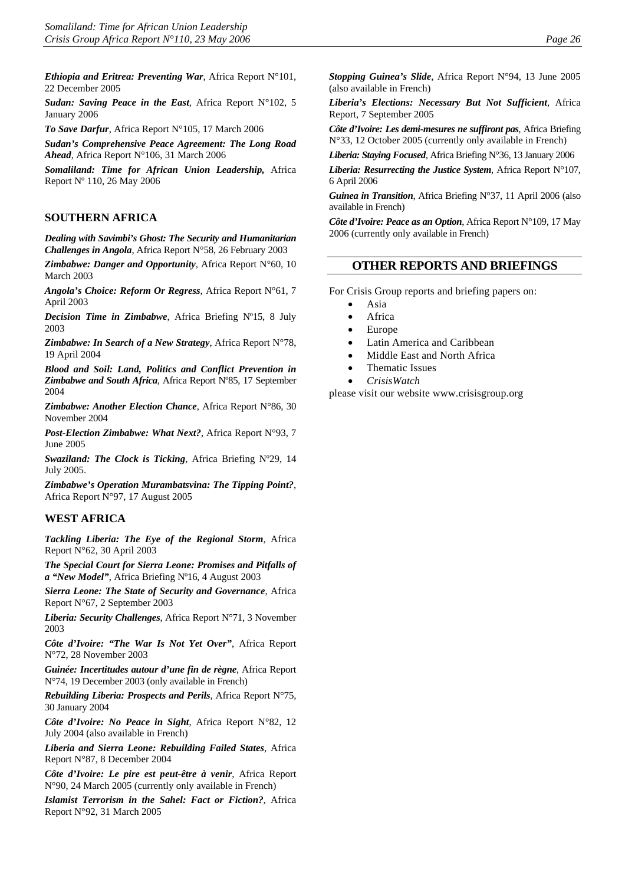***Ethiopia and Eritrea: Preventing War***, Africa Report N°101, 22 December 2005

***Sudan: Saving Peace in the East***, Africa Report N°102, 5 January 2006

***To Save Darfur***, Africa Report N°105, 17 March 2006

***Sudan's Comprehensive Peace Agreement: The Long Road Ahead***, Africa Report N°106, 31 March 2006

***Somaliland: Time for African Union Leadership,*** Africa Report Nº 110, 26 May 2006

### SOUTHERN AFRICA

***Dealing with Savimbi's Ghost: The Security and Humanitarian Challenges in Angola***, Africa Report N°58, 26 February 2003

***Zimbabwe: Danger and Opportunity***, Africa Report N°60, 10 March 2003

***Angola's Choice: Reform Or Regress***, Africa Report N°61, 7 April 2003

***Decision Time in Zimbabwe***, Africa Briefing Nº15, 8 July 2003

***Zimbabwe: In Search of a New Strategy***, Africa Report N°78, 19 April 2004

***Blood and Soil: Land, Politics and Conflict Prevention in Zimbabwe and South Africa***, Africa Report Nº85, 17 September 2004

***Zimbabwe: Another Election Chance***, Africa Report N°86, 30 November 2004

***Post-Election Zimbabwe: What Next?***, Africa Report N°93, 7 June 2005

***Swaziland: The Clock is Ticking***, Africa Briefing Nº29, 14 July 2005.

***Zimbabwe's Operation Murambatsvina: The Tipping Point?***, Africa Report N°97, 17 August 2005

### WEST AFRICA

***Tackling Liberia: The Eye of the Regional Storm***, Africa Report N°62, 30 April 2003

***The Special Court for Sierra Leone: Promises and Pitfalls of a "New Model"***, Africa Briefing Nº16, 4 August 2003

***Sierra Leone: The State of Security and Governance***, Africa Report N°67, 2 September 2003

***Liberia: Security Challenges***, Africa Report N°71, 3 November 2003

***Côte d'Ivoire: "The War Is Not Yet Over"***, Africa Report N°72, 28 November 2003

***Guinée: Incertitudes autour d'une fin de règne***, Africa Report N°74, 19 December 2003 (only available in French)

***Rebuilding Liberia: Prospects and Perils***, Africa Report N°75, 30 January 2004

***Côte d'Ivoire: No Peace in Sight***, Africa Report N°82, 12 July 2004 (also available in French)

***Liberia and Sierra Leone: Rebuilding Failed States***, Africa Report N°87, 8 December 2004

***Côte d'Ivoire: Le pire est peut-être à venir***, Africa Report N°90, 24 March 2005 (currently only available in French)

***Islamist Terrorism in the Sahel: Fact or Fiction?***, Africa Report N°92, 31 March 2005

***Stopping Guinea's Slide***, Africa Report N°94, 13 June 2005 (also available in French)

***Liberia's Elections: Necessary But Not Sufficient***, Africa Report, 7 September 2005

***Côte d'Ivoire: Les demi-mesures ne suffiront pas***, Africa Briefing N°33, 12 October 2005 (currently only available in French)

***Liberia: Staying Focused***, Africa Briefing N°36, 13 January 2006

***Liberia: Resurrecting the Justice System***, Africa Report N°107, 6 April 2006

***Guinea in Transition***, Africa Briefing N°37, 11 April 2006 (also available in French)

***Côte d'Ivoire: Peace as an Option***, Africa Report N°109, 17 May 2006 (currently only available in French)

## OTHER REPORTS AND BRIEFINGS

For Crisis Group reports and briefing papers on:

- Asia
- Africa
- Europe
- Latin America and Caribbean
- Middle East and North Africa
- Thematic Issues
- *CrisisWatch*

please visit our website www.crisisgroup.org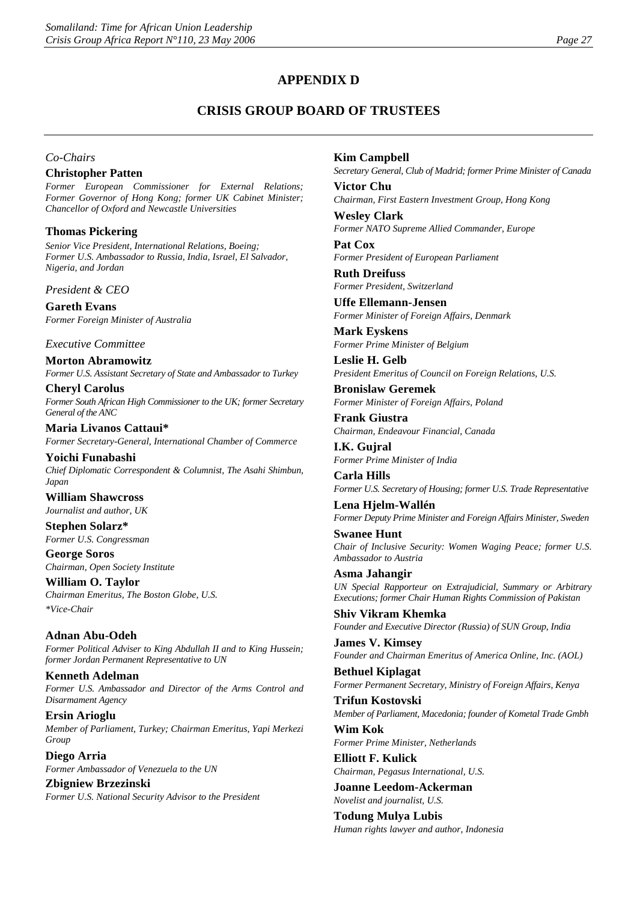# APPENDIX D

## CRISIS GROUP BOARD OF TRUSTEES

*Co-Chairs*

**Christopher Patten**
*Former European Commissioner for External Relations; Former Governor of Hong Kong; former UK Cabinet Minister; Chancellor of Oxford and Newcastle Universities*

**Thomas Pickering**
*Senior Vice President, International Relations, Boeing; Former U.S. Ambassador to Russia, India, Israel, El Salvador, Nigeria, and Jordan*

*President & CEO*

**Gareth Evans**
*Former Foreign Minister of Australia*

*Executive Committee*

**Morton Abramowitz**
*Former U.S. Assistant Secretary of State and Ambassador to Turkey*

**Cheryl Carolus**
*Former South African High Commissioner to the UK; former Secretary General of the ANC*

**Maria Livanos Cattaui***
*Former Secretary-General, International Chamber of Commerce*

**Yoichi Funabashi**
*Chief Diplomatic Correspondent & Columnist, The Asahi Shimbun, Japan*

**William Shawcross**
*Journalist and author, UK*

**Stephen Solarz***
*Former U.S. Congressman*

**George Soros**
*Chairman, Open Society Institute*

**William O. Taylor**
*Chairman Emeritus, The Boston Globe, U.S.*

*\*Vice-Chair*

**Adnan Abu-Odeh**
*Former Political Adviser to King Abdullah II and to King Hussein; former Jordan Permanent Representative to UN*

**Kenneth Adelman**
*Former U.S. Ambassador and Director of the Arms Control and Disarmament Agency*

**Ersin Arioglu**
*Member of Parliament, Turkey; Chairman Emeritus, Yapi Merkezi Group*

**Diego Arria**
*Former Ambassador of Venezuela to the UN*

**Zbigniew Brzezinski**
*Former U.S. National Security Advisor to the President*

**Kim Campbell**
*Secretary General, Club of Madrid; former Prime Minister of Canada*

**Victor Chu**
*Chairman, First Eastern Investment Group, Hong Kong*

**Wesley Clark**
*Former NATO Supreme Allied Commander, Europe*

**Pat Cox**
*Former President of European Parliament*

**Ruth Dreifuss**
*Former President, Switzerland*

**Uffe Ellemann-Jensen**
*Former Minister of Foreign Affairs, Denmark*

**Mark Eyskens**
*Former Prime Minister of Belgium*

**Leslie H. Gelb**
*President Emeritus of Council on Foreign Relations, U.S.*

**Bronislaw Geremek**
*Former Minister of Foreign Affairs, Poland*

**Frank Giustra**
*Chairman, Endeavour Financial, Canada*

**I.K. Gujral**
*Former Prime Minister of India*

**Carla Hills**
*Former U.S. Secretary of Housing; former U.S. Trade Representative*

**Lena Hjelm-Wallén**
*Former Deputy Prime Minister and Foreign Affairs Minister, Sweden*

**Swanee Hunt**
*Chair of Inclusive Security: Women Waging Peace; former U.S. Ambassador to Austria*

**Asma Jahangir**
*UN Special Rapporteur on Extrajudicial, Summary or Arbitrary Executions; former Chair Human Rights Commission of Pakistan*

**Shiv Vikram Khemka**
*Founder and Executive Director (Russia) of SUN Group, India*

**James V. Kimsey**
*Founder and Chairman Emeritus of America Online, Inc. (AOL)*

**Bethuel Kiplagat**
*Former Permanent Secretary, Ministry of Foreign Affairs, Kenya*

**Trifun Kostovski**
*Member of Parliament, Macedonia; founder of Kometal Trade Gmbh*

**Wim Kok**
*Former Prime Minister, Netherlands*

**Elliott F. Kulick**
*Chairman, Pegasus International, U.S.*

**Joanne Leedom-Ackerman**
*Novelist and journalist, U.S.*

**Todung Mulya Lubis**
*Human rights lawyer and author, Indonesia*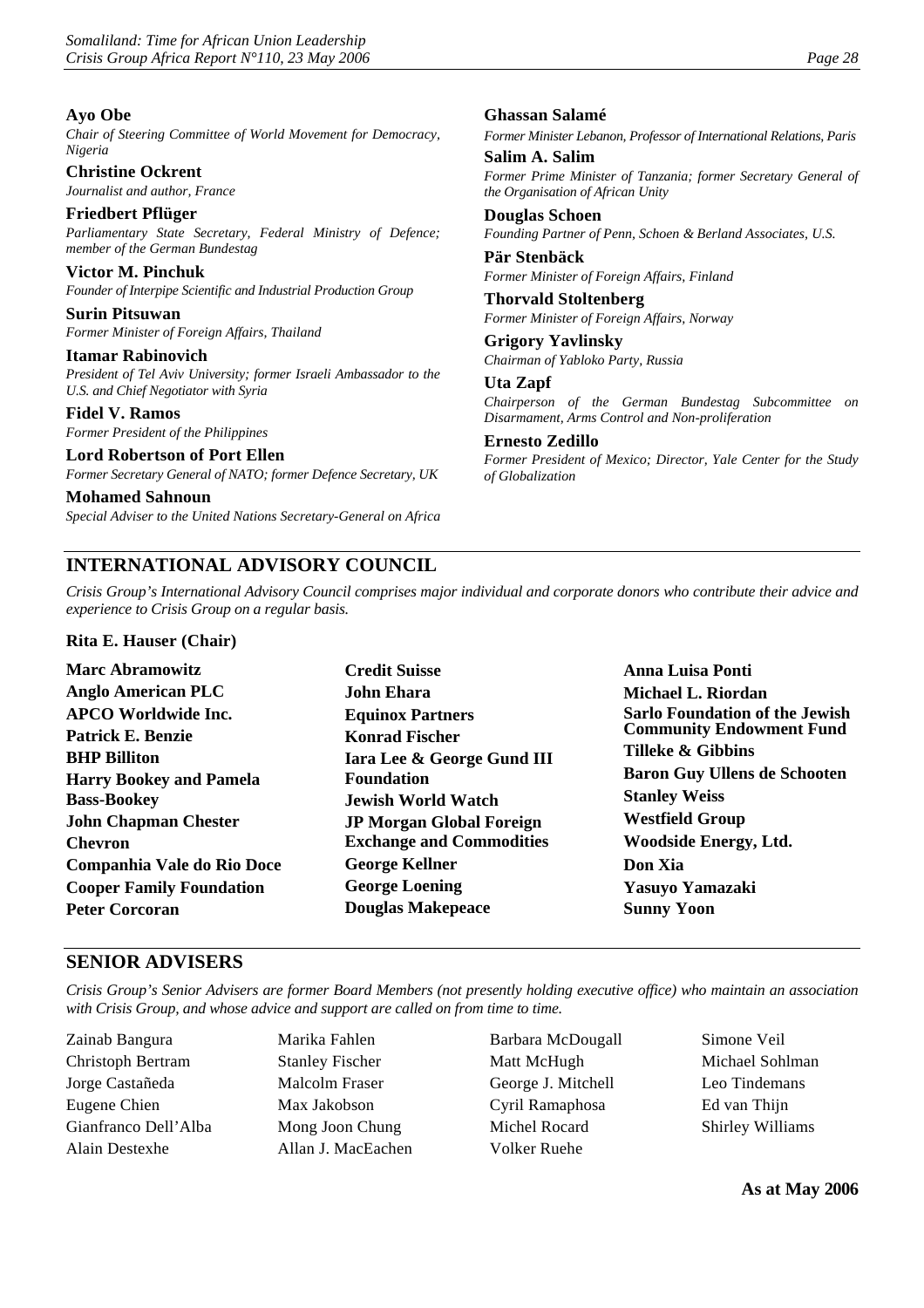**Ayo Obe**
*Chair of Steering Committee of World Movement for Democracy, Nigeria*

**Christine Ockrent**
*Journalist and author, France*

**Friedbert Pflüger**
*Parliamentary State Secretary, Federal Ministry of Defence; member of the German Bundestag*

**Victor M. Pinchuk**
*Founder of Interpipe Scientific and Industrial Production Group*

**Surin Pitsuwan**
*Former Minister of Foreign Affairs, Thailand*

**Itamar Rabinovich**
*President of Tel Aviv University; former Israeli Ambassador to the U.S. and Chief Negotiator with Syria*

**Fidel V. Ramos**
*Former President of the Philippines*

**Lord Robertson of Port Ellen**
*Former Secretary General of NATO; former Defence Secretary, UK*

**Mohamed Sahnoun**
*Special Adviser to the United Nations Secretary-General on Africa*

**Ghassan Salamé**
*Former Minister Lebanon, Professor of International Relations, Paris*

**Salim A. Salim**
*Former Prime Minister of Tanzania; former Secretary General of the Organisation of African Unity*

**Douglas Schoen**
*Founding Partner of Penn, Schoen & Berland Associates, U.S.*

**Pär Stenbäck**
*Former Minister of Foreign Affairs, Finland*

**Thorvald Stoltenberg**
*Former Minister of Foreign Affairs, Norway*

**Grigory Yavlinsky**
*Chairman of Yabloko Party, Russia*

**Uta Zapf**
*Chairperson of the German Bundestag Subcommittee on Disarmament, Arms Control and Non-proliferation*

**Ernesto Zedillo**
*Former President of Mexico; Director, Yale Center for the Study of Globalization*

## INTERNATIONAL ADVISORY COUNCIL

*Crisis Group's International Advisory Council comprises major individual and corporate donors who contribute their advice and experience to Crisis Group on a regular basis.*

**Rita E. Hauser (Chair)**

**Marc Abramowitz**
**Anglo American PLC**
**APCO Worldwide Inc.**
**Patrick E. Benzie**
**BHP Billiton**
**Harry Bookey and Pamela Bass-Bookey**
**John Chapman Chester**
**Chevron**
**Companhia Vale do Rio Doce**
**Cooper Family Foundation**
**Peter Corcoran**
**Credit Suisse**
**John Ehara**
**Equinox Partners**
**Konrad Fischer**
**Iara Lee & George Gund III Foundation**
**Jewish World Watch**
**JP Morgan Global Foreign Exchange and Commodities**
**George Kellner**
**George Loening**
**Douglas Makepeace**
**Anna Luisa Ponti**
**Michael L. Riordan**
**Sarlo Foundation of the Jewish Community Endowment Fund**
**Tilleke & Gibbins**
**Baron Guy Ullens de Schooten**
**Stanley Weiss**
**Westfield Group**
**Woodside Energy, Ltd.**
**Don Xia**
**Yasuyo Yamazaki**
**Sunny Yoon**

## SENIOR ADVISERS

*Crisis Group's Senior Advisers are former Board Members (not presently holding executive office) who maintain an association with Crisis Group, and whose advice and support are called on from time to time.*

Zainab Bangura
Christoph Bertram
Jorge Castañeda
Eugene Chien
Gianfranco Dell'Alba
Alain Destexhe
Marika Fahlen
Stanley Fischer
Malcolm Fraser
Max Jakobson
Mong Joon Chung
Allan J. MacEachen
Barbara McDougall
Matt McHugh
George J. Mitchell
Cyril Ramaphosa
Michel Rocard
Volker Ruehe
Simone Veil
Michael Sohlman
Leo Tindemans
Ed van Thijn
Shirley Williams

**As at May 2006**